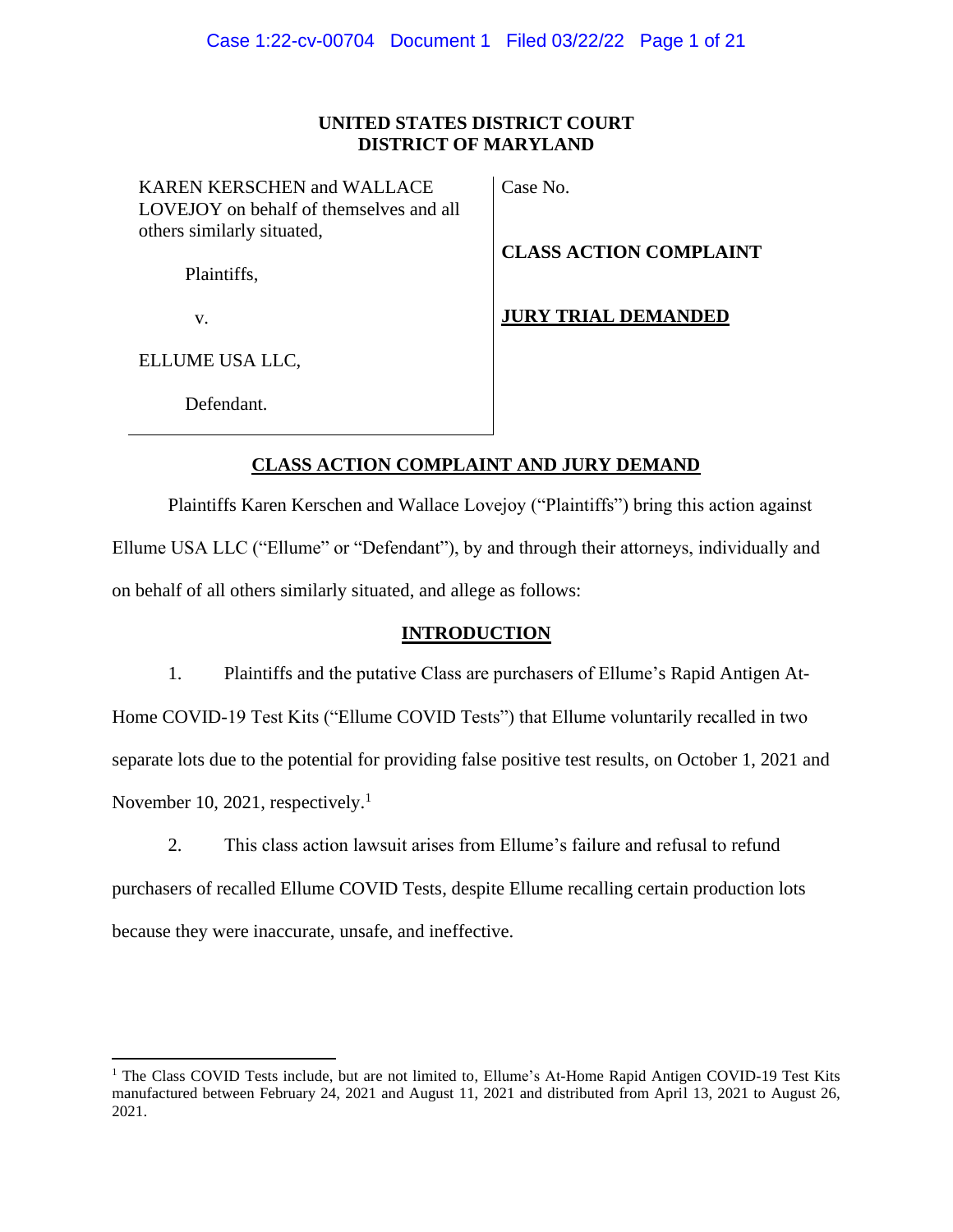# UNITED STATES DISTRICT COURT
# DISTRICT OF MARYLAND

| | |
|---|---|
| KAREN KERSCHEN and WALLACE LOVEJOY on behalf of themselves and all others similarly situated,<br><br>Plaintiffs,<br><br>v.<br><br>ELLUME USA LLC,<br><br>Defendant. | Case No.<br><br>**CLASS ACTION COMPLAINT**<br><br>**JURY TRIAL DEMANDED** |

## CLASS ACTION COMPLAINT AND JURY DEMAND

Plaintiffs Karen Kerschen and Wallace Lovejoy ("Plaintiffs") bring this action against Ellume USA LLC ("Ellume" or "Defendant"), by and through their attorneys, individually and on behalf of all others similarly situated, and allege as follows:

## INTRODUCTION

1. Plaintiffs and the putative Class are purchasers of Ellume's Rapid Antigen At-Home COVID-19 Test Kits ("Ellume COVID Tests") that Ellume voluntarily recalled in two separate lots due to the potential for providing false positive test results, on October 1, 2021 and November 10, 2021, respectively.[1]

2. This class action lawsuit arises from Ellume's failure and refusal to refund purchasers of recalled Ellume COVID Tests, despite Ellume recalling certain production lots because they were inaccurate, unsafe, and ineffective.

[1] The Class COVID Tests include, but are not limited to, Ellume's At-Home Rapid Antigen COVID-19 Test Kits manufactured between February 24, 2021 and August 11, 2021 and distributed from April 13, 2021 to August 26, 2021.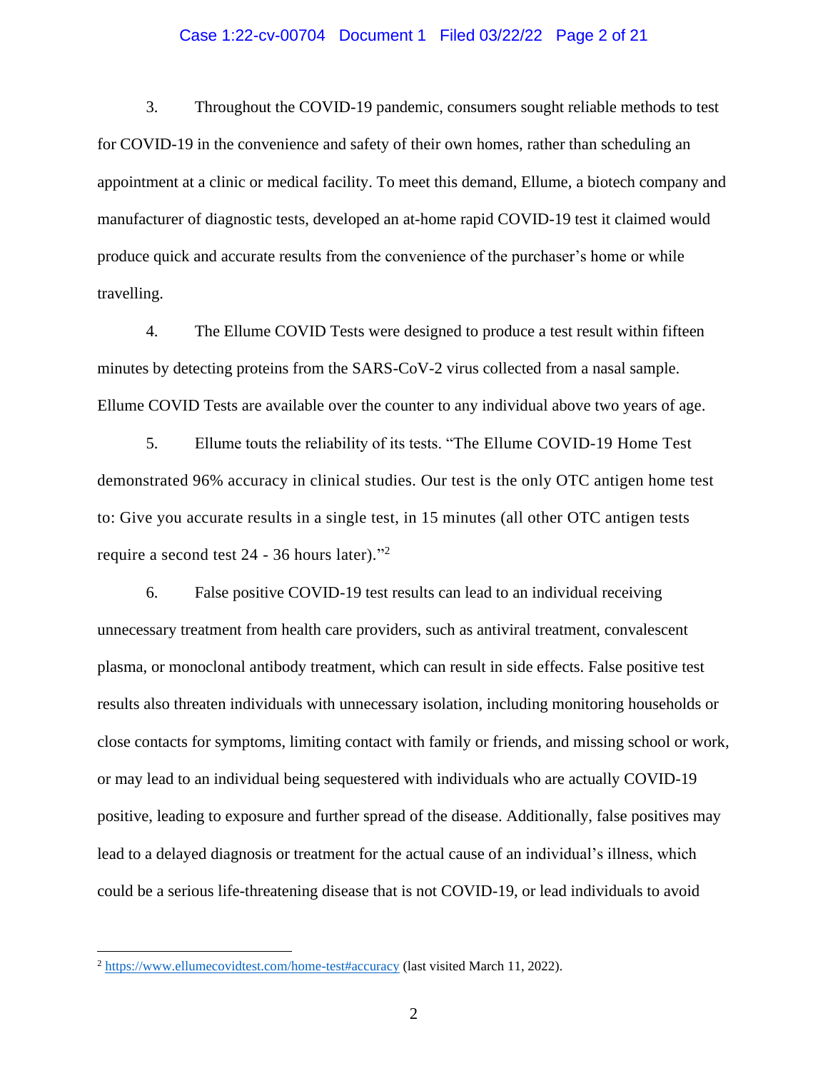3. Throughout the COVID-19 pandemic, consumers sought reliable methods to test for COVID-19 in the convenience and safety of their own homes, rather than scheduling an appointment at a clinic or medical facility. To meet this demand, Ellume, a biotech company and manufacturer of diagnostic tests, developed an at-home rapid COVID-19 test it claimed would produce quick and accurate results from the convenience of the purchaser's home or while travelling.

4. The Ellume COVID Tests were designed to produce a test result within fifteen minutes by detecting proteins from the SARS-CoV-2 virus collected from a nasal sample. Ellume COVID Tests are available over the counter to any individual above two years of age.

5. Ellume touts the reliability of its tests. "The Ellume COVID-19 Home Test demonstrated 96% accuracy in clinical studies. Our test is the only OTC antigen home test to: Give you accurate results in a single test, in 15 minutes (all other OTC antigen tests require a second test 24 - 36 hours later)."[2]

6. False positive COVID-19 test results can lead to an individual receiving unnecessary treatment from health care providers, such as antiviral treatment, convalescent plasma, or monoclonal antibody treatment, which can result in side effects. False positive test results also threaten individuals with unnecessary isolation, including monitoring households or close contacts for symptoms, limiting contact with family or friends, and missing school or work, or may lead to an individual being sequestered with individuals who are actually COVID-19 positive, leading to exposure and further spread of the disease. Additionally, false positives may lead to a delayed diagnosis or treatment for the actual cause of an individual's illness, which could be a serious life-threatening disease that is not COVID-19, or lead individuals to avoid

---

[2] https://www.ellumecovidtest.com/home-test#accuracy (last visited March 11, 2022).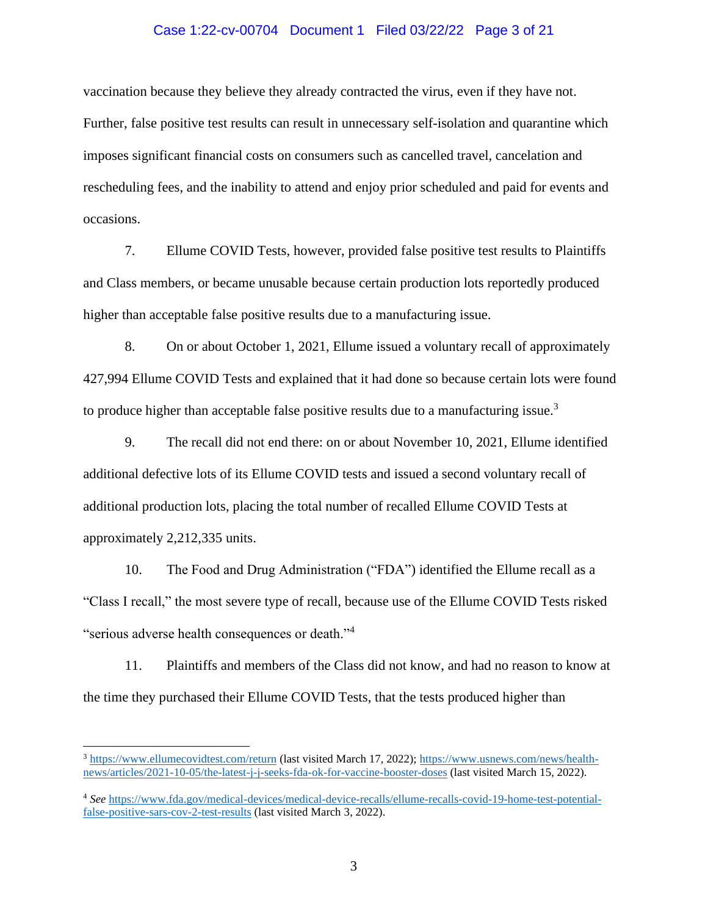vaccination because they believe they already contracted the virus, even if they have not. Further, false positive test results can result in unnecessary self-isolation and quarantine which imposes significant financial costs on consumers such as cancelled travel, cancelation and rescheduling fees, and the inability to attend and enjoy prior scheduled and paid for events and occasions.

7. Ellume COVID Tests, however, provided false positive test results to Plaintiffs and Class members, or became unusable because certain production lots reportedly produced higher than acceptable false positive results due to a manufacturing issue.

8. On or about October 1, 2021, Ellume issued a voluntary recall of approximately 427,994 Ellume COVID Tests and explained that it had done so because certain lots were found to produce higher than acceptable false positive results due to a manufacturing issue.[3]

9. The recall did not end there: on or about November 10, 2021, Ellume identified additional defective lots of its Ellume COVID tests and issued a second voluntary recall of additional production lots, placing the total number of recalled Ellume COVID Tests at approximately 2,212,335 units.

10. The Food and Drug Administration ("FDA") identified the Ellume recall as a "Class I recall," the most severe type of recall, because use of the Ellume COVID Tests risked "serious adverse health consequences or death."[4]

11. Plaintiffs and members of the Class did not know, and had no reason to know at the time they purchased their Ellume COVID Tests, that the tests produced higher than

---

[3] https://www.ellumecovidtest.com/return (last visited March 17, 2022); https://www.usnews.com/news/health-news/articles/2021-10-05/the-latest-j-j-seeks-fda-ok-for-vaccine-booster-doses (last visited March 15, 2022).

[4] *See* https://www.fda.gov/medical-devices/medical-device-recalls/ellume-recalls-covid-19-home-test-potential-false-positive-sars-cov-2-test-results (last visited March 3, 2022).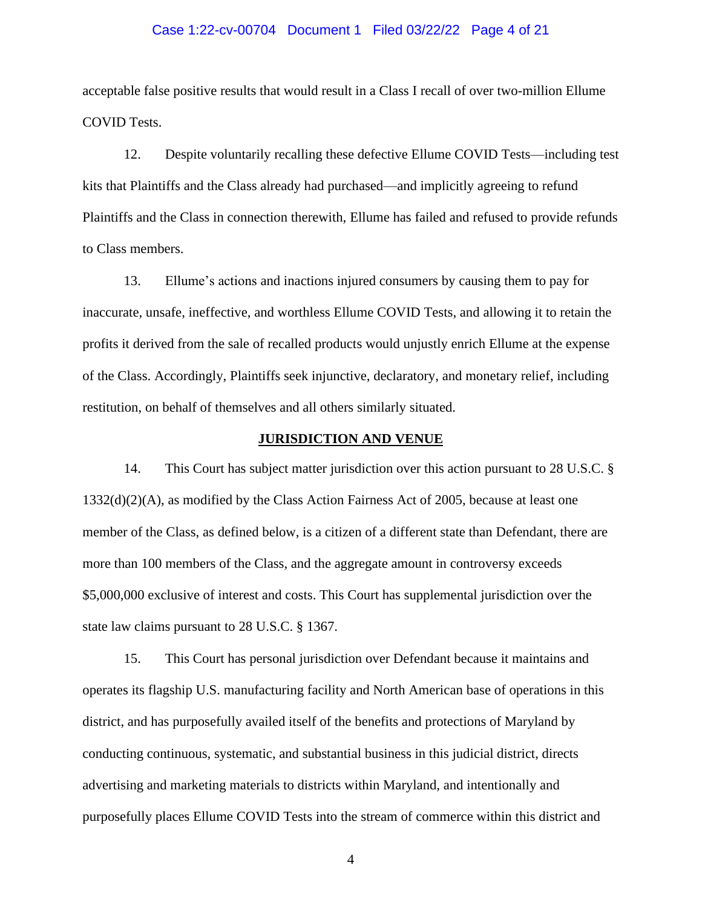acceptable false positive results that would result in a Class I recall of over two-million Ellume COVID Tests.

12. Despite voluntarily recalling these defective Ellume COVID Tests—including test kits that Plaintiffs and the Class already had purchased—and implicitly agreeing to refund Plaintiffs and the Class in connection therewith, Ellume has failed and refused to provide refunds to Class members.

13. Ellume's actions and inactions injured consumers by causing them to pay for inaccurate, unsafe, ineffective, and worthless Ellume COVID Tests, and allowing it to retain the profits it derived from the sale of recalled products would unjustly enrich Ellume at the expense of the Class. Accordingly, Plaintiffs seek injunctive, declaratory, and monetary relief, including restitution, on behalf of themselves and all others similarly situated.

## JURISDICTION AND VENUE

14. This Court has subject matter jurisdiction over this action pursuant to 28 U.S.C. § 1332(d)(2)(A), as modified by the Class Action Fairness Act of 2005, because at least one member of the Class, as defined below, is a citizen of a different state than Defendant, there are more than 100 members of the Class, and the aggregate amount in controversy exceeds $5,000,000 exclusive of interest and costs. This Court has supplemental jurisdiction over the state law claims pursuant to 28 U.S.C. § 1367.

15. This Court has personal jurisdiction over Defendant because it maintains and operates its flagship U.S. manufacturing facility and North American base of operations in this district, and has purposefully availed itself of the benefits and protections of Maryland by conducting continuous, systematic, and substantial business in this judicial district, directs advertising and marketing materials to districts within Maryland, and intentionally and purposefully places Ellume COVID Tests into the stream of commerce within this district and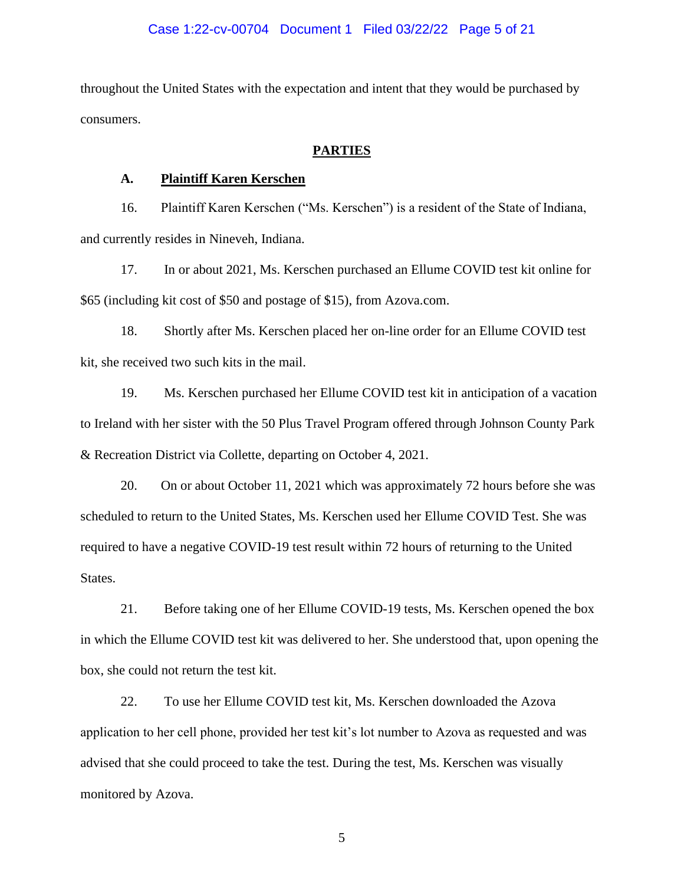throughout the United States with the expectation and intent that they would be purchased by consumers.

## PARTIES

### A. Plaintiff Karen Kerschen

16. Plaintiff Karen Kerschen ("Ms. Kerschen") is a resident of the State of Indiana, and currently resides in Nineveh, Indiana.

17. In or about 2021, Ms. Kerschen purchased an Ellume COVID test kit online for $65 (including kit cost of $50 and postage of $15), from Azova.com.

18. Shortly after Ms. Kerschen placed her on-line order for an Ellume COVID test kit, she received two such kits in the mail.

19. Ms. Kerschen purchased her Ellume COVID test kit in anticipation of a vacation to Ireland with her sister with the 50 Plus Travel Program offered through Johnson County Park & Recreation District via Collette, departing on October 4, 2021.

20. On or about October 11, 2021 which was approximately 72 hours before she was scheduled to return to the United States, Ms. Kerschen used her Ellume COVID Test. She was required to have a negative COVID-19 test result within 72 hours of returning to the United States.

21. Before taking one of her Ellume COVID-19 tests, Ms. Kerschen opened the box in which the Ellume COVID test kit was delivered to her. She understood that, upon opening the box, she could not return the test kit.

22. To use her Ellume COVID test kit, Ms. Kerschen downloaded the Azova application to her cell phone, provided her test kit's lot number to Azova as requested and was advised that she could proceed to take the test. During the test, Ms. Kerschen was visually monitored by Azova.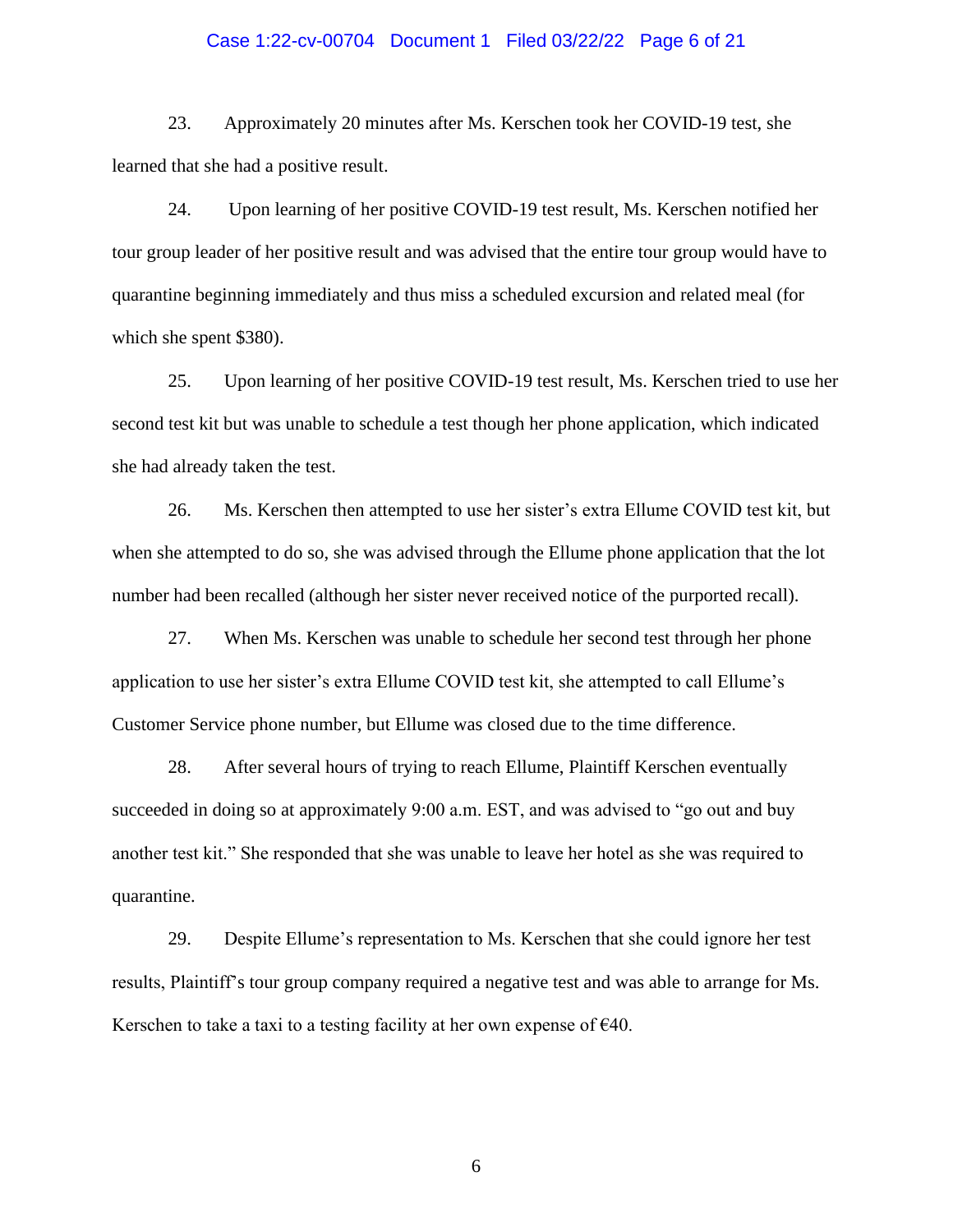23. Approximately 20 minutes after Ms. Kerschen took her COVID-19 test, she learned that she had a positive result.

24. Upon learning of her positive COVID-19 test result, Ms. Kerschen notified her tour group leader of her positive result and was advised that the entire tour group would have to quarantine beginning immediately and thus miss a scheduled excursion and related meal (for which she spent $380).

25. Upon learning of her positive COVID-19 test result, Ms. Kerschen tried to use her second test kit but was unable to schedule a test though her phone application, which indicated she had already taken the test.

26. Ms. Kerschen then attempted to use her sister's extra Ellume COVID test kit, but when she attempted to do so, she was advised through the Ellume phone application that the lot number had been recalled (although her sister never received notice of the purported recall).

27. When Ms. Kerschen was unable to schedule her second test through her phone application to use her sister's extra Ellume COVID test kit, she attempted to call Ellume's Customer Service phone number, but Ellume was closed due to the time difference.

28. After several hours of trying to reach Ellume, Plaintiff Kerschen eventually succeeded in doing so at approximately 9:00 a.m. EST, and was advised to "go out and buy another test kit." She responded that she was unable to leave her hotel as she was required to quarantine.

29. Despite Ellume's representation to Ms. Kerschen that she could ignore her test results, Plaintiff's tour group company required a negative test and was able to arrange for Ms. Kerschen to take a taxi to a testing facility at her own expense of €40.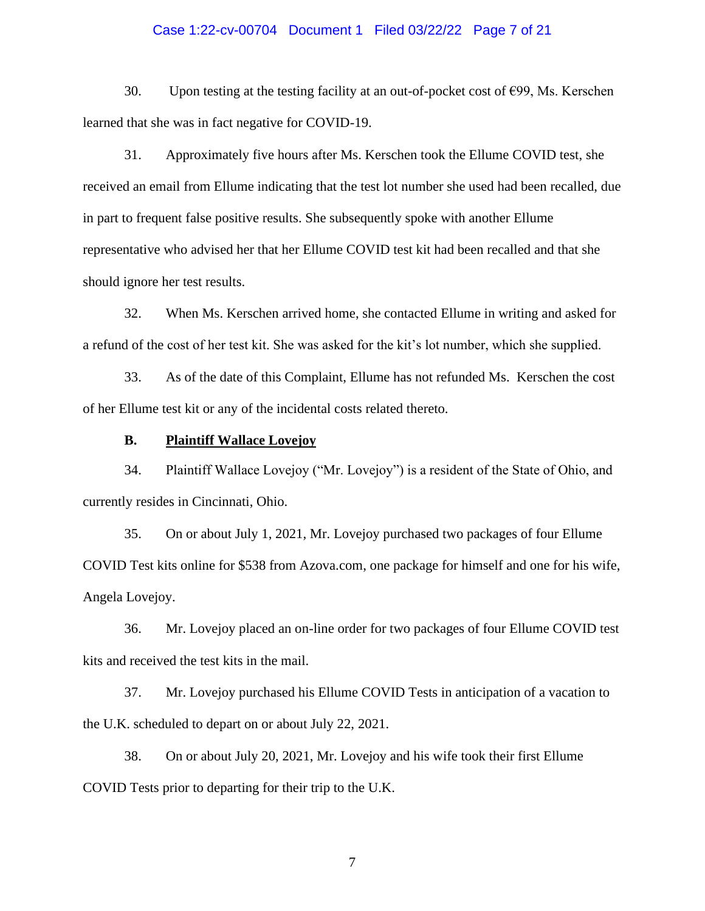30. Upon testing at the testing facility at an out-of-pocket cost of €99, Ms. Kerschen learned that she was in fact negative for COVID-19.

31. Approximately five hours after Ms. Kerschen took the Ellume COVID test, she received an email from Ellume indicating that the test lot number she used had been recalled, due in part to frequent false positive results. She subsequently spoke with another Ellume representative who advised her that her Ellume COVID test kit had been recalled and that she should ignore her test results.

32. When Ms. Kerschen arrived home, she contacted Ellume in writing and asked for a refund of the cost of her test kit. She was asked for the kit's lot number, which she supplied.

33. As of the date of this Complaint, Ellume has not refunded Ms. Kerschen the cost of her Ellume test kit or any of the incidental costs related thereto.

### B. <u>Plaintiff Wallace Lovejoy</u>

34. Plaintiff Wallace Lovejoy ("Mr. Lovejoy") is a resident of the State of Ohio, and currently resides in Cincinnati, Ohio.

35. On or about July 1, 2021, Mr. Lovejoy purchased two packages of four Ellume COVID Test kits online for $538 from Azova.com, one package for himself and one for his wife, Angela Lovejoy.

36. Mr. Lovejoy placed an on-line order for two packages of four Ellume COVID test kits and received the test kits in the mail.

37. Mr. Lovejoy purchased his Ellume COVID Tests in anticipation of a vacation to the U.K. scheduled to depart on or about July 22, 2021.

38. On or about July 20, 2021, Mr. Lovejoy and his wife took their first Ellume COVID Tests prior to departing for their trip to the U.K.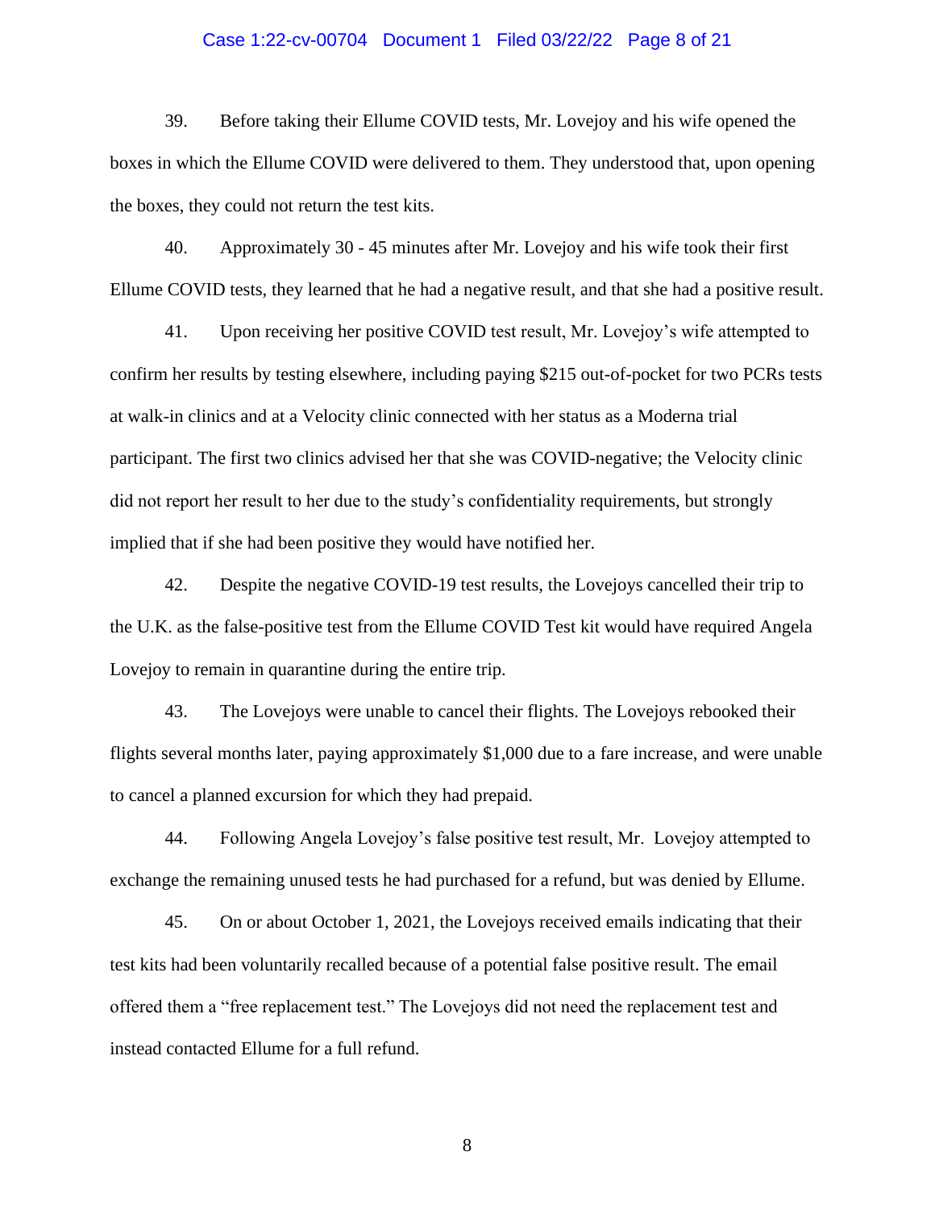39. Before taking their Ellume COVID tests, Mr. Lovejoy and his wife opened the boxes in which the Ellume COVID were delivered to them. They understood that, upon opening the boxes, they could not return the test kits.

40. Approximately 30 - 45 minutes after Mr. Lovejoy and his wife took their first Ellume COVID tests, they learned that he had a negative result, and that she had a positive result.

41. Upon receiving her positive COVID test result, Mr. Lovejoy's wife attempted to confirm her results by testing elsewhere, including paying $215 out-of-pocket for two PCRs tests at walk-in clinics and at a Velocity clinic connected with her status as a Moderna trial participant. The first two clinics advised her that she was COVID-negative; the Velocity clinic did not report her result to her due to the study's confidentiality requirements, but strongly implied that if she had been positive they would have notified her.

42. Despite the negative COVID-19 test results, the Lovejoys cancelled their trip to the U.K. as the false-positive test from the Ellume COVID Test kit would have required Angela Lovejoy to remain in quarantine during the entire trip.

43. The Lovejoys were unable to cancel their flights. The Lovejoys rebooked their flights several months later, paying approximately $1,000 due to a fare increase, and were unable to cancel a planned excursion for which they had prepaid.

44. Following Angela Lovejoy's false positive test result, Mr. Lovejoy attempted to exchange the remaining unused tests he had purchased for a refund, but was denied by Ellume.

45. On or about October 1, 2021, the Lovejoys received emails indicating that their test kits had been voluntarily recalled because of a potential false positive result. The email offered them a "free replacement test." The Lovejoys did not need the replacement test and instead contacted Ellume for a full refund.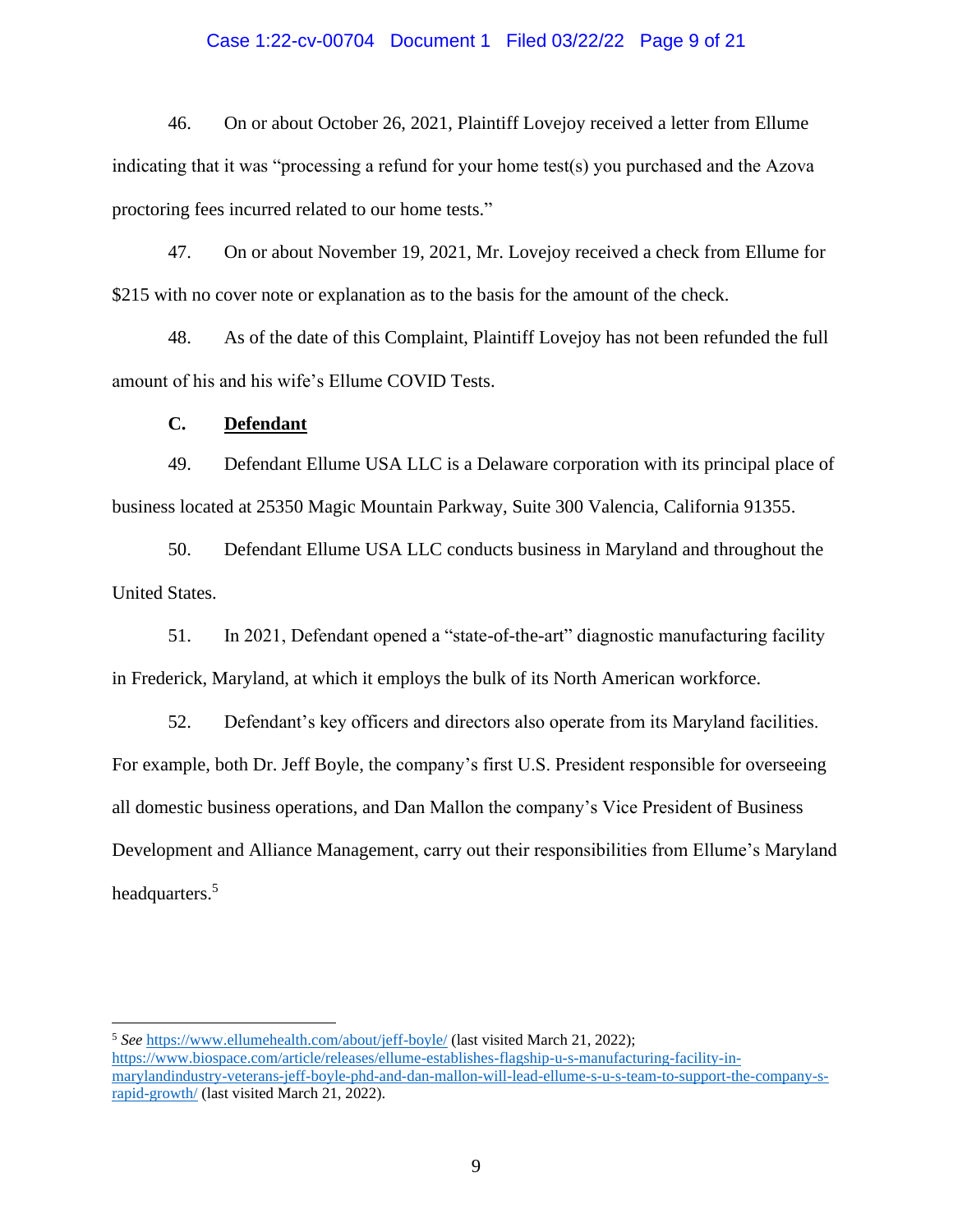46. On or about October 26, 2021, Plaintiff Lovejoy received a letter from Ellume indicating that it was "processing a refund for your home test(s) you purchased and the Azova proctoring fees incurred related to our home tests."

47. On or about November 19, 2021, Mr. Lovejoy received a check from Ellume for $215 with no cover note or explanation as to the basis for the amount of the check.

48. As of the date of this Complaint, Plaintiff Lovejoy has not been refunded the full amount of his and his wife's Ellume COVID Tests.

### C. Defendant

49. Defendant Ellume USA LLC is a Delaware corporation with its principal place of business located at 25350 Magic Mountain Parkway, Suite 300 Valencia, California 91355.

50. Defendant Ellume USA LLC conducts business in Maryland and throughout the United States.

51. In 2021, Defendant opened a "state-of-the-art" diagnostic manufacturing facility in Frederick, Maryland, at which it employs the bulk of its North American workforce.

52. Defendant's key officers and directors also operate from its Maryland facilities. For example, both Dr. Jeff Boyle, the company's first U.S. President responsible for overseeing all domestic business operations, and Dan Mallon the company's Vice President of Business Development and Alliance Management, carry out their responsibilities from Ellume's Maryland headquarters.[5]

---

[5] *See* https://www.ellumehealth.com/about/jeff-boyle/ (last visited March 21, 2022); https://www.biospace.com/article/releases/ellume-establishes-flagship-u-s-manufacturing-facility-in-marylandindustry-veterans-jeff-boyle-phd-and-dan-mallon-will-lead-ellume-s-u-s-team-to-support-the-company-s-rapid-growth/ (last visited March 21, 2022).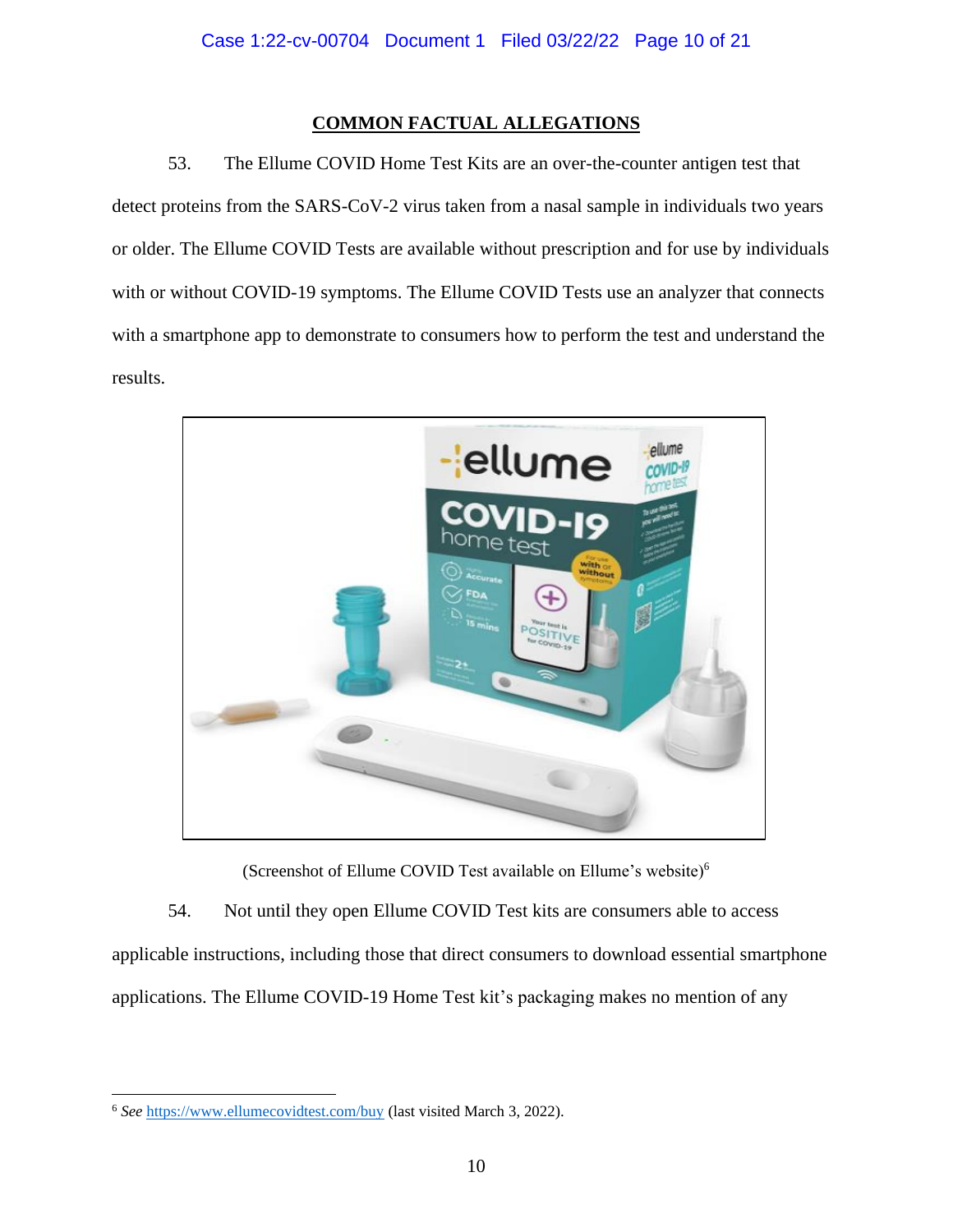## COMMON FACTUAL ALLEGATIONS

53. The Ellume COVID Home Test Kits are an over-the-counter antigen test that detect proteins from the SARS-CoV-2 virus taken from a nasal sample in individuals two years or older. The Ellume COVID Tests are available without prescription and for use by individuals with or without COVID-19 symptoms. The Ellume COVID Tests use an analyzer that connects with a smartphone app to demonstrate to consumers how to perform the test and understand the results.

(Screenshot of Ellume COVID Test available on Ellume's website)[6]

54. Not until they open Ellume COVID Test kits are consumers able to access applicable instructions, including those that direct consumers to download essential smartphone applications. The Ellume COVID-19 Home Test kit's packaging makes no mention of any

---

[6] *See* https://www.ellumecovidtest.com/buy (last visited March 3, 2022).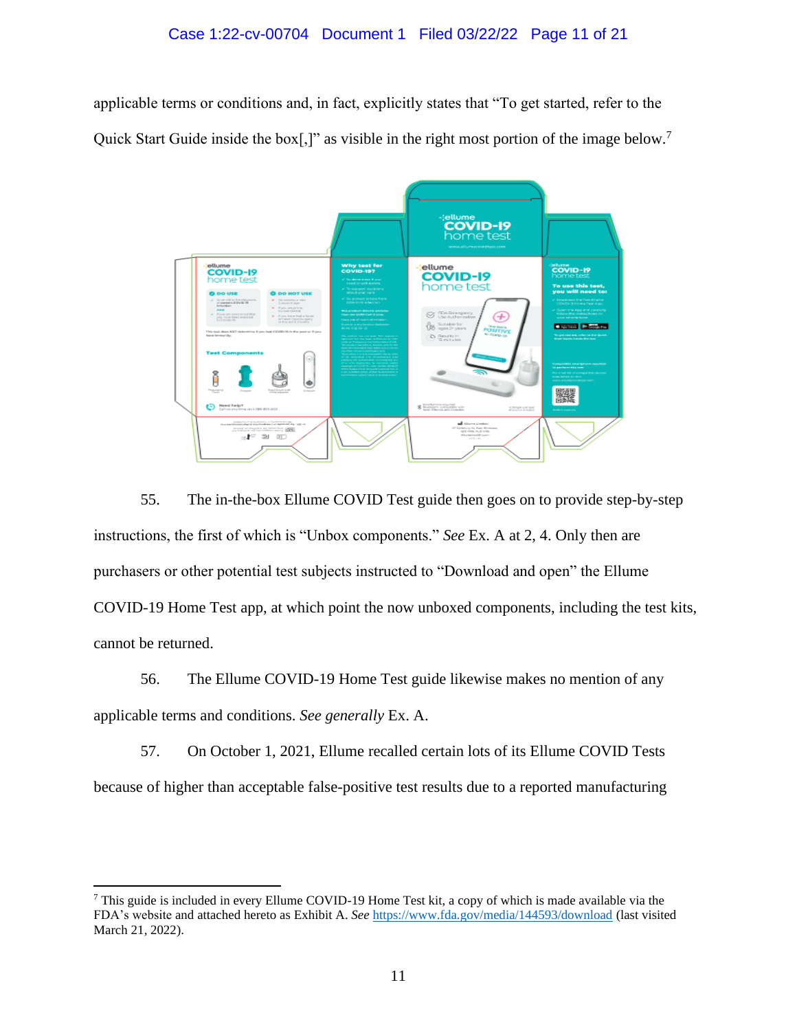applicable terms or conditions and, in fact, explicitly states that "To get started, refer to the Quick Start Guide inside the box[,]" as visible in the right most portion of the image below.[7]

55. The in-the-box Ellume COVID Test guide then goes on to provide step-by-step instructions, the first of which is "Unbox components." *See* Ex. A at 2, 4. Only then are purchasers or other potential test subjects instructed to "Download and open" the Ellume COVID-19 Home Test app, at which point the now unboxed components, including the test kits, cannot be returned.

56. The Ellume COVID-19 Home Test guide likewise makes no mention of any applicable terms and conditions. *See generally* Ex. A.

57. On October 1, 2021, Ellume recalled certain lots of its Ellume COVID Tests because of higher than acceptable false-positive test results due to a reported manufacturing

---

[7] This guide is included in every Ellume COVID-19 Home Test kit, a copy of which is made available via the FDA's website and attached hereto as Exhibit A. *See* https://www.fda.gov/media/144593/download (last visited March 21, 2022).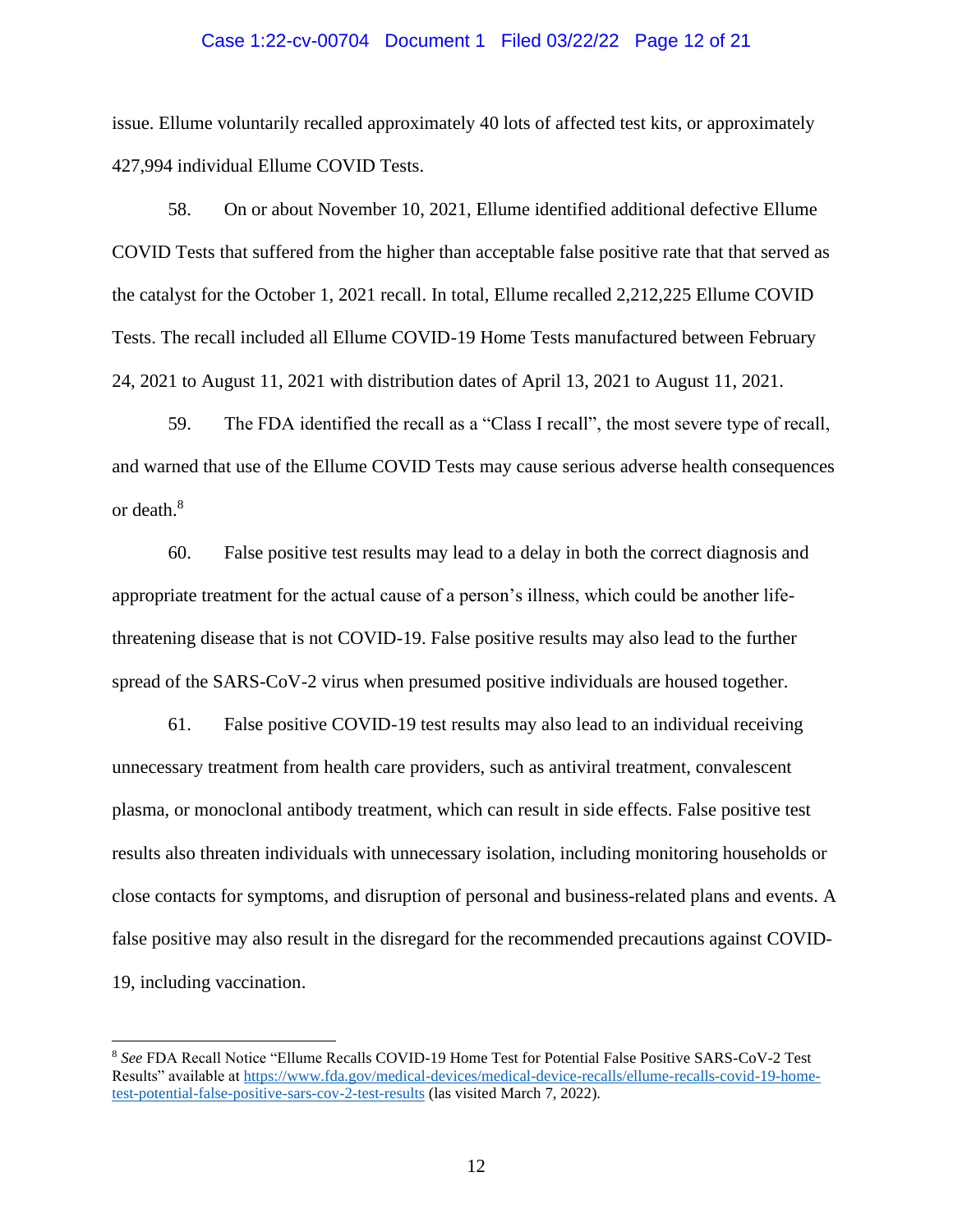issue. Ellume voluntarily recalled approximately 40 lots of affected test kits, or approximately 427,994 individual Ellume COVID Tests.

58. On or about November 10, 2021, Ellume identified additional defective Ellume COVID Tests that suffered from the higher than acceptable false positive rate that that served as the catalyst for the October 1, 2021 recall. In total, Ellume recalled 2,212,225 Ellume COVID Tests. The recall included all Ellume COVID-19 Home Tests manufactured between February 24, 2021 to August 11, 2021 with distribution dates of April 13, 2021 to August 11, 2021.

59. The FDA identified the recall as a "Class I recall", the most severe type of recall, and warned that use of the Ellume COVID Tests may cause serious adverse health consequences or death.[8]

60. False positive test results may lead to a delay in both the correct diagnosis and appropriate treatment for the actual cause of a person's illness, which could be another life-threatening disease that is not COVID-19. False positive results may also lead to the further spread of the SARS-CoV-2 virus when presumed positive individuals are housed together.

61. False positive COVID-19 test results may also lead to an individual receiving unnecessary treatment from health care providers, such as antiviral treatment, convalescent plasma, or monoclonal antibody treatment, which can result in side effects. False positive test results also threaten individuals with unnecessary isolation, including monitoring households or close contacts for symptoms, and disruption of personal and business-related plans and events. A false positive may also result in the disregard for the recommended precautions against COVID-19, including vaccination.

---

[8] *See* FDA Recall Notice "Ellume Recalls COVID-19 Home Test for Potential False Positive SARS-CoV-2 Test Results" available at https://www.fda.gov/medical-devices/medical-device-recalls/ellume-recalls-covid-19-home-test-potential-false-positive-sars-cov-2-test-results (las visited March 7, 2022).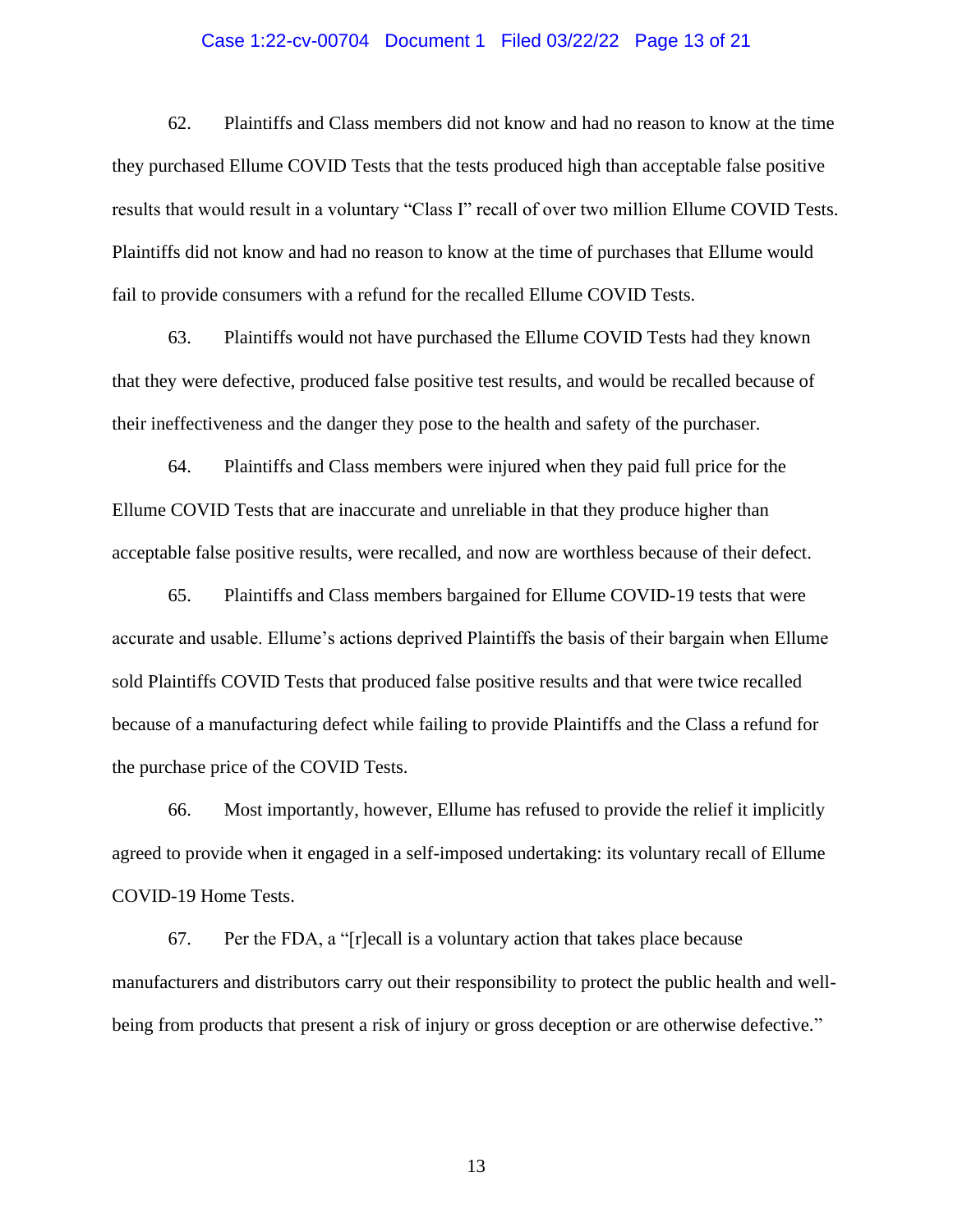62. Plaintiffs and Class members did not know and had no reason to know at the time they purchased Ellume COVID Tests that the tests produced high than acceptable false positive results that would result in a voluntary "Class I" recall of over two million Ellume COVID Tests. Plaintiffs did not know and had no reason to know at the time of purchases that Ellume would fail to provide consumers with a refund for the recalled Ellume COVID Tests.

63. Plaintiffs would not have purchased the Ellume COVID Tests had they known that they were defective, produced false positive test results, and would be recalled because of their ineffectiveness and the danger they pose to the health and safety of the purchaser.

64. Plaintiffs and Class members were injured when they paid full price for the Ellume COVID Tests that are inaccurate and unreliable in that they produce higher than acceptable false positive results, were recalled, and now are worthless because of their defect.

65. Plaintiffs and Class members bargained for Ellume COVID-19 tests that were accurate and usable. Ellume's actions deprived Plaintiffs the basis of their bargain when Ellume sold Plaintiffs COVID Tests that produced false positive results and that were twice recalled because of a manufacturing defect while failing to provide Plaintiffs and the Class a refund for the purchase price of the COVID Tests.

66. Most importantly, however, Ellume has refused to provide the relief it implicitly agreed to provide when it engaged in a self-imposed undertaking: its voluntary recall of Ellume COVID-19 Home Tests.

67. Per the FDA, a "[r]ecall is a voluntary action that takes place because manufacturers and distributors carry out their responsibility to protect the public health and well-being from products that present a risk of injury or gross deception or are otherwise defective."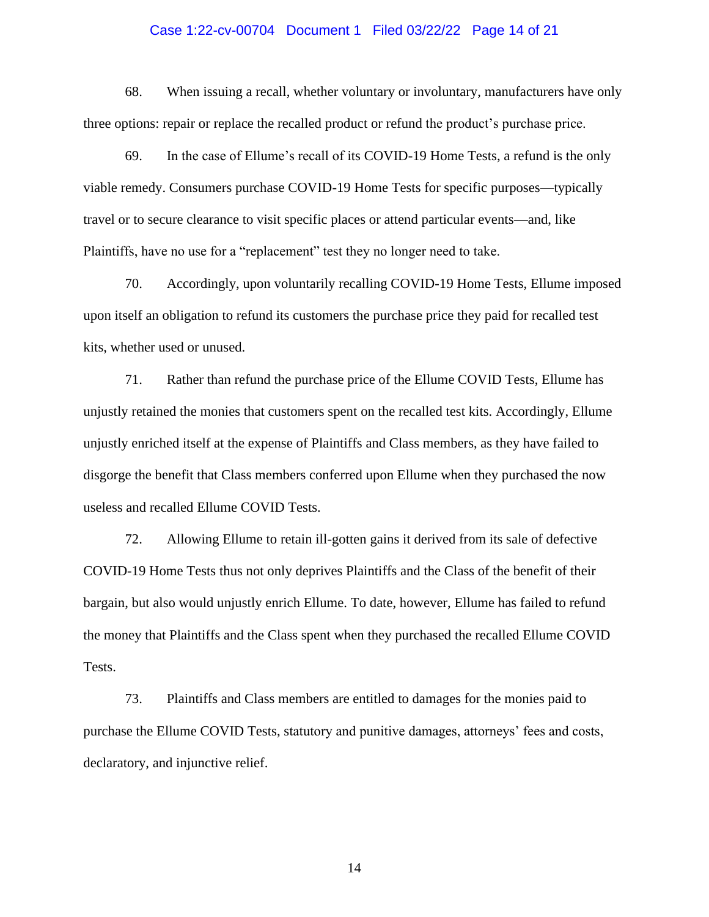68. When issuing a recall, whether voluntary or involuntary, manufacturers have only three options: repair or replace the recalled product or refund the product's purchase price.

69. In the case of Ellume's recall of its COVID-19 Home Tests, a refund is the only viable remedy. Consumers purchase COVID-19 Home Tests for specific purposes—typically travel or to secure clearance to visit specific places or attend particular events—and, like Plaintiffs, have no use for a "replacement" test they no longer need to take.

70. Accordingly, upon voluntarily recalling COVID-19 Home Tests, Ellume imposed upon itself an obligation to refund its customers the purchase price they paid for recalled test kits, whether used or unused.

71. Rather than refund the purchase price of the Ellume COVID Tests, Ellume has unjustly retained the monies that customers spent on the recalled test kits. Accordingly, Ellume unjustly enriched itself at the expense of Plaintiffs and Class members, as they have failed to disgorge the benefit that Class members conferred upon Ellume when they purchased the now useless and recalled Ellume COVID Tests.

72. Allowing Ellume to retain ill-gotten gains it derived from its sale of defective COVID-19 Home Tests thus not only deprives Plaintiffs and the Class of the benefit of their bargain, but also would unjustly enrich Ellume. To date, however, Ellume has failed to refund the money that Plaintiffs and the Class spent when they purchased the recalled Ellume COVID Tests.

73. Plaintiffs and Class members are entitled to damages for the monies paid to purchase the Ellume COVID Tests, statutory and punitive damages, attorneys' fees and costs, declaratory, and injunctive relief.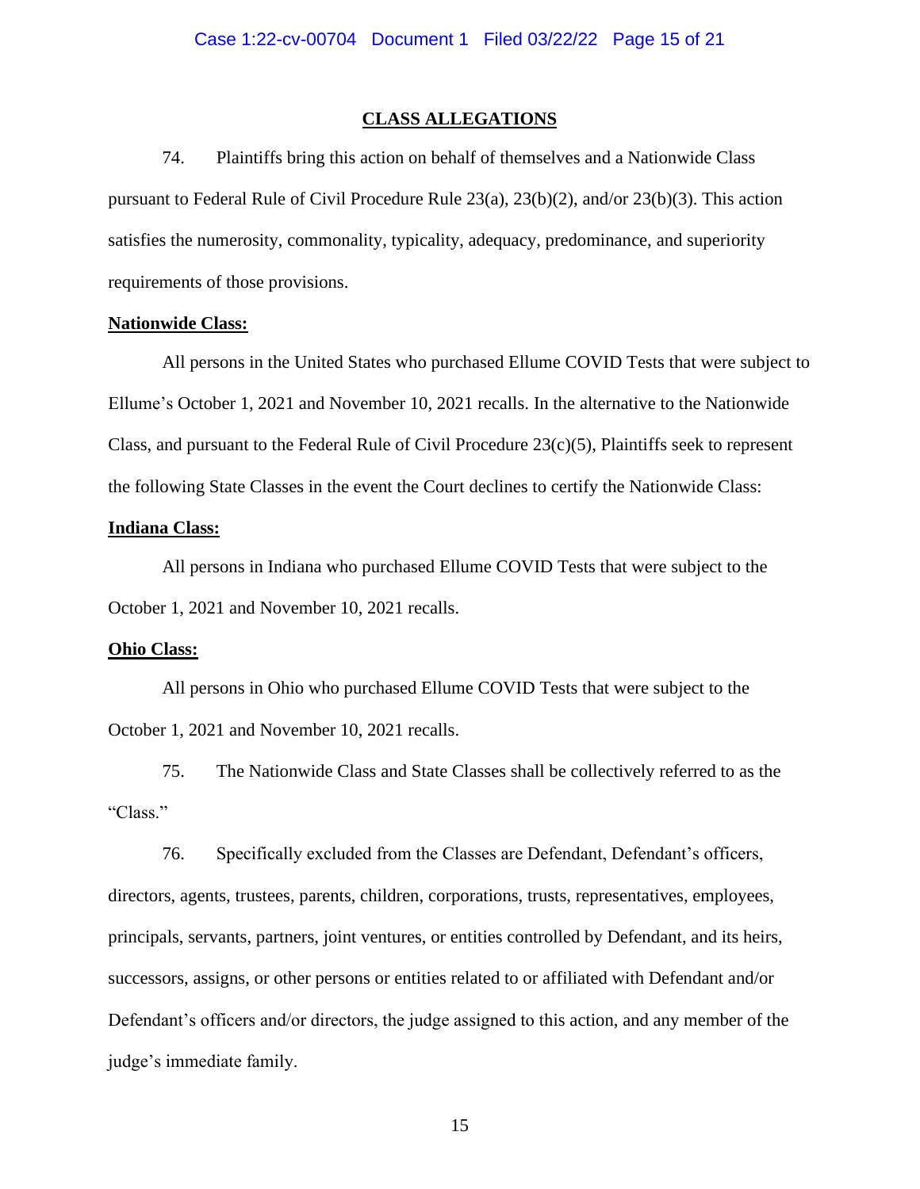## CLASS ALLEGATIONS

74. Plaintiffs bring this action on behalf of themselves and a Nationwide Class pursuant to Federal Rule of Civil Procedure Rule 23(a), 23(b)(2), and/or 23(b)(3). This action satisfies the numerosity, commonality, typicality, adequacy, predominance, and superiority requirements of those provisions.

**Nationwide Class:**

All persons in the United States who purchased Ellume COVID Tests that were subject to Ellume's October 1, 2021 and November 10, 2021 recalls. In the alternative to the Nationwide Class, and pursuant to the Federal Rule of Civil Procedure 23(c)(5), Plaintiffs seek to represent the following State Classes in the event the Court declines to certify the Nationwide Class:

**Indiana Class:**

All persons in Indiana who purchased Ellume COVID Tests that were subject to the October 1, 2021 and November 10, 2021 recalls.

**Ohio Class:**

All persons in Ohio who purchased Ellume COVID Tests that were subject to the October 1, 2021 and November 10, 2021 recalls.

75. The Nationwide Class and State Classes shall be collectively referred to as the "Class."

76. Specifically excluded from the Classes are Defendant, Defendant's officers, directors, agents, trustees, parents, children, corporations, trusts, representatives, employees, principals, servants, partners, joint ventures, or entities controlled by Defendant, and its heirs, successors, assigns, or other persons or entities related to or affiliated with Defendant and/or Defendant's officers and/or directors, the judge assigned to this action, and any member of the judge's immediate family.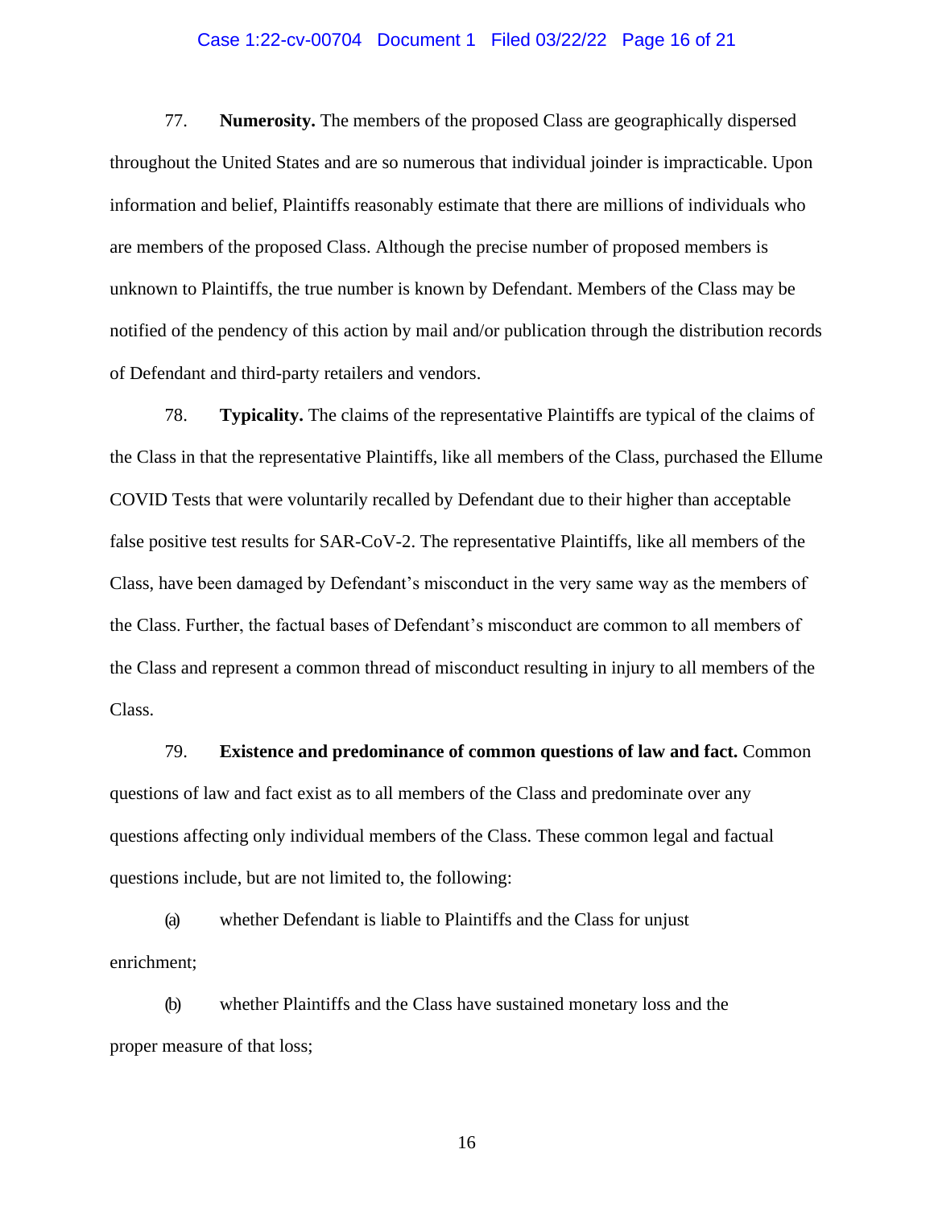77. **Numerosity.** The members of the proposed Class are geographically dispersed throughout the United States and are so numerous that individual joinder is impracticable. Upon information and belief, Plaintiffs reasonably estimate that there are millions of individuals who are members of the proposed Class. Although the precise number of proposed members is unknown to Plaintiffs, the true number is known by Defendant. Members of the Class may be notified of the pendency of this action by mail and/or publication through the distribution records of Defendant and third-party retailers and vendors.

78. **Typicality.** The claims of the representative Plaintiffs are typical of the claims of the Class in that the representative Plaintiffs, like all members of the Class, purchased the Ellume COVID Tests that were voluntarily recalled by Defendant due to their higher than acceptable false positive test results for SAR-CoV-2. The representative Plaintiffs, like all members of the Class, have been damaged by Defendant's misconduct in the very same way as the members of the Class. Further, the factual bases of Defendant's misconduct are common to all members of the Class and represent a common thread of misconduct resulting in injury to all members of the Class.

79. **Existence and predominance of common questions of law and fact.** Common questions of law and fact exist as to all members of the Class and predominate over any questions affecting only individual members of the Class. These common legal and factual questions include, but are not limited to, the following:

(a) whether Defendant is liable to Plaintiffs and the Class for unjust enrichment;

(b) whether Plaintiffs and the Class have sustained monetary loss and the proper measure of that loss;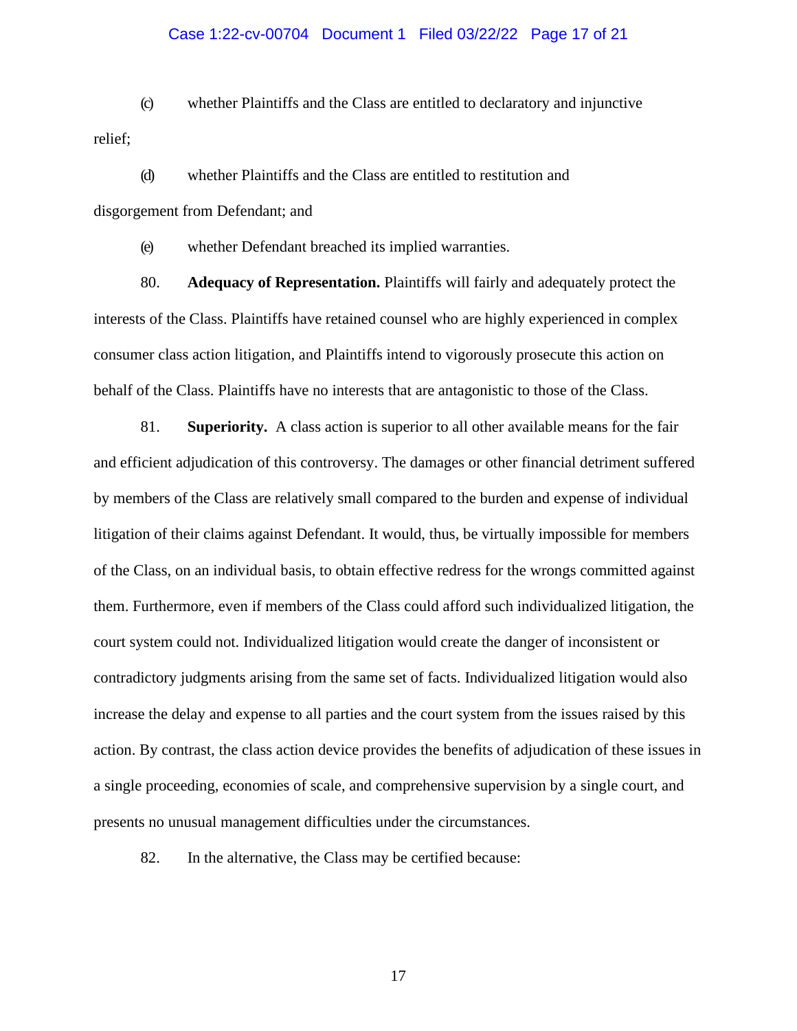(c) whether Plaintiffs and the Class are entitled to declaratory and injunctive relief;

(d) whether Plaintiffs and the Class are entitled to restitution and disgorgement from Defendant; and

(e) whether Defendant breached its implied warranties.

80. **Adequacy of Representation.** Plaintiffs will fairly and adequately protect the interests of the Class. Plaintiffs have retained counsel who are highly experienced in complex consumer class action litigation, and Plaintiffs intend to vigorously prosecute this action on behalf of the Class. Plaintiffs have no interests that are antagonistic to those of the Class.

81. **Superiority.** A class action is superior to all other available means for the fair and efficient adjudication of this controversy. The damages or other financial detriment suffered by members of the Class are relatively small compared to the burden and expense of individual litigation of their claims against Defendant. It would, thus, be virtually impossible for members of the Class, on an individual basis, to obtain effective redress for the wrongs committed against them. Furthermore, even if members of the Class could afford such individualized litigation, the court system could not. Individualized litigation would create the danger of inconsistent or contradictory judgments arising from the same set of facts. Individualized litigation would also increase the delay and expense to all parties and the court system from the issues raised by this action. By contrast, the class action device provides the benefits of adjudication of these issues in a single proceeding, economies of scale, and comprehensive supervision by a single court, and presents no unusual management difficulties under the circumstances.

82. In the alternative, the Class may be certified because: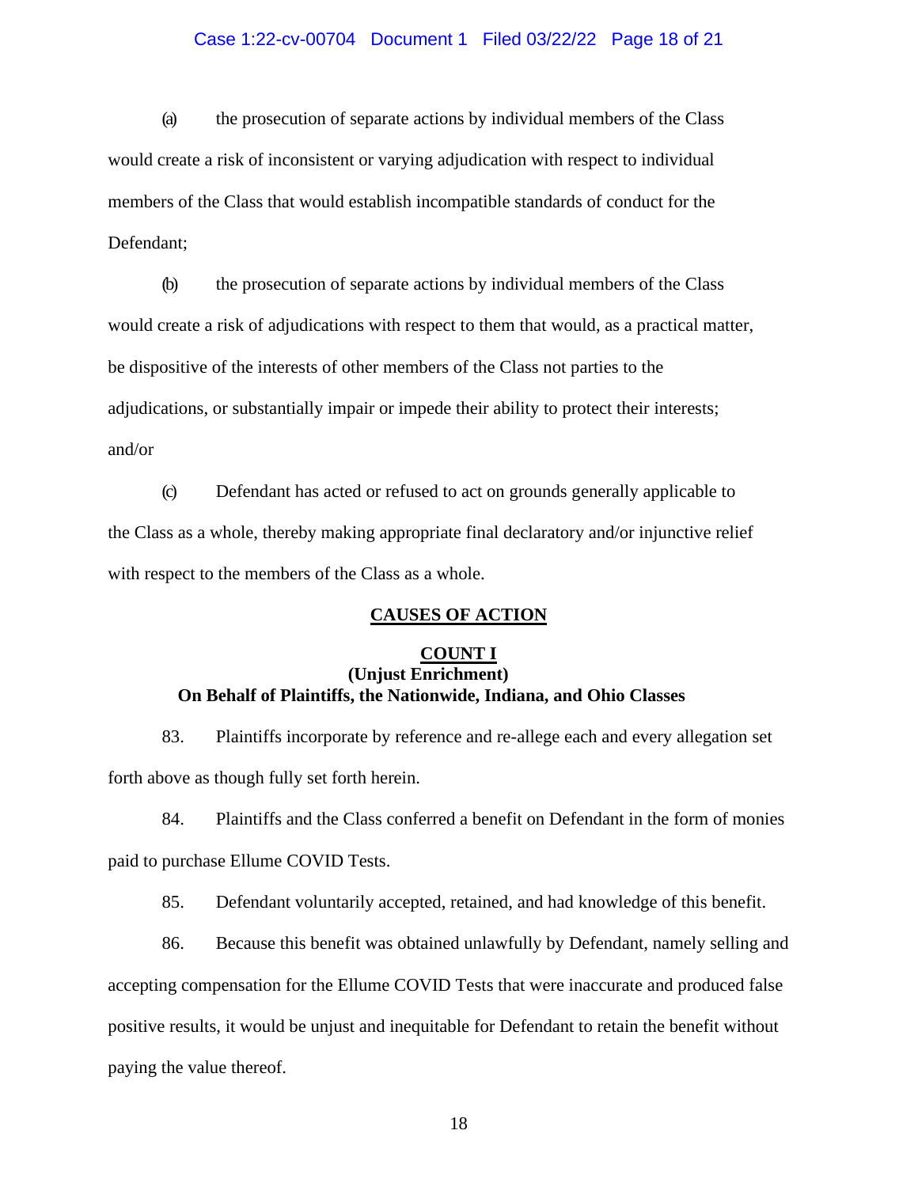(a) the prosecution of separate actions by individual members of the Class would create a risk of inconsistent or varying adjudication with respect to individual members of the Class that would establish incompatible standards of conduct for the Defendant;

(b) the prosecution of separate actions by individual members of the Class would create a risk of adjudications with respect to them that would, as a practical matter, be dispositive of the interests of other members of the Class not parties to the adjudications, or substantially impair or impede their ability to protect their interests; and/or

(c) Defendant has acted or refused to act on grounds generally applicable to the Class as a whole, thereby making appropriate final declaratory and/or injunctive relief with respect to the members of the Class as a whole.

## CAUSES OF ACTION

### COUNT I
**(Unjust Enrichment)**
**On Behalf of Plaintiffs, the Nationwide, Indiana, and Ohio Classes**

83. Plaintiffs incorporate by reference and re-allege each and every allegation set forth above as though fully set forth herein.

84. Plaintiffs and the Class conferred a benefit on Defendant in the form of monies paid to purchase Ellume COVID Tests.

85. Defendant voluntarily accepted, retained, and had knowledge of this benefit.

86. Because this benefit was obtained unlawfully by Defendant, namely selling and accepting compensation for the Ellume COVID Tests that were inaccurate and produced false positive results, it would be unjust and inequitable for Defendant to retain the benefit without paying the value thereof.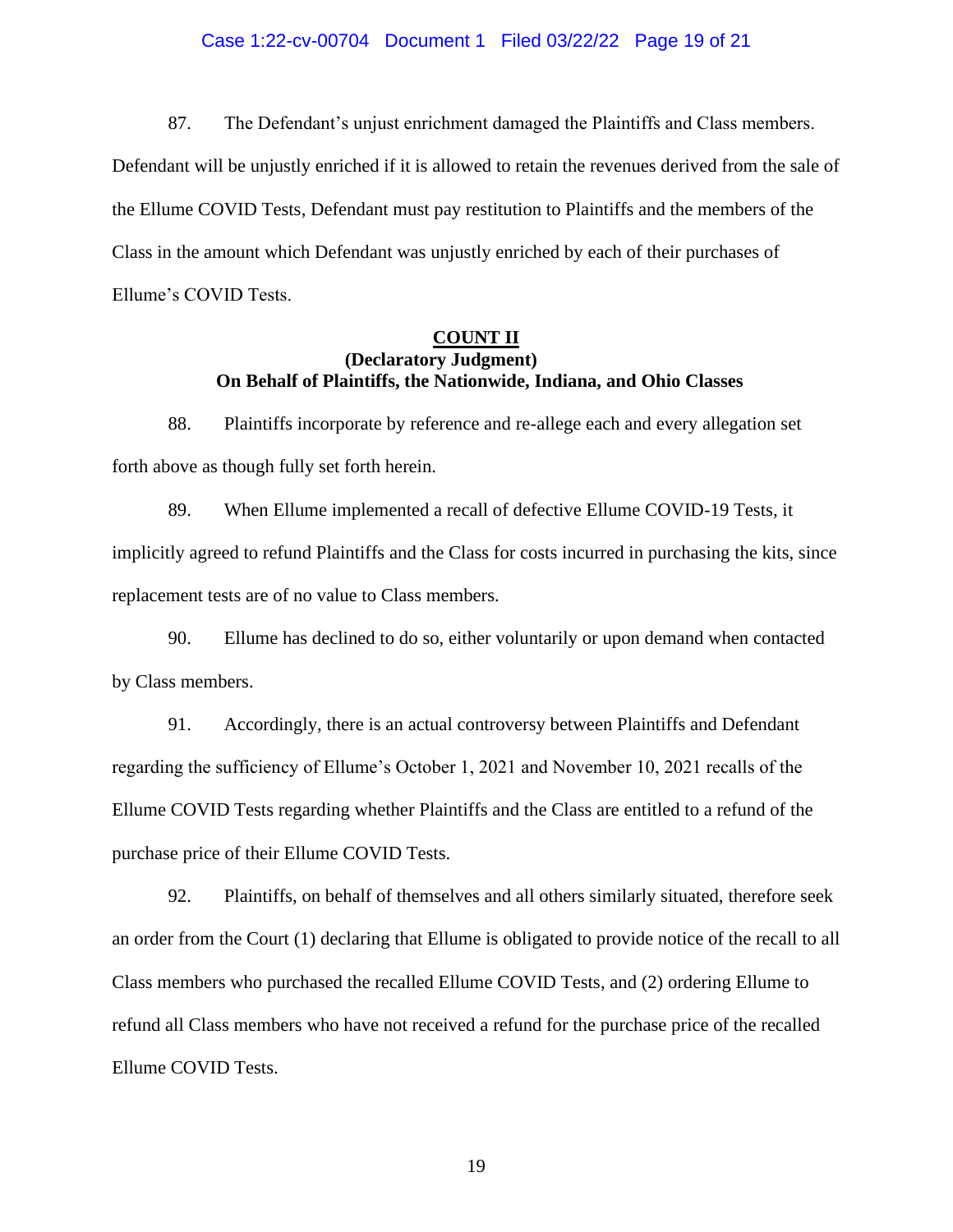87. The Defendant's unjust enrichment damaged the Plaintiffs and Class members. Defendant will be unjustly enriched if it is allowed to retain the revenues derived from the sale of the Ellume COVID Tests, Defendant must pay restitution to Plaintiffs and the members of the Class in the amount which Defendant was unjustly enriched by each of their purchases of Ellume's COVID Tests.

**COUNT II**
**(Declaratory Judgment)**
**On Behalf of Plaintiffs, the Nationwide, Indiana, and Ohio Classes**

88. Plaintiffs incorporate by reference and re-allege each and every allegation set forth above as though fully set forth herein.

89. When Ellume implemented a recall of defective Ellume COVID-19 Tests, it implicitly agreed to refund Plaintiffs and the Class for costs incurred in purchasing the kits, since replacement tests are of no value to Class members.

90. Ellume has declined to do so, either voluntarily or upon demand when contacted by Class members.

91. Accordingly, there is an actual controversy between Plaintiffs and Defendant regarding the sufficiency of Ellume's October 1, 2021 and November 10, 2021 recalls of the Ellume COVID Tests regarding whether Plaintiffs and the Class are entitled to a refund of the purchase price of their Ellume COVID Tests.

92. Plaintiffs, on behalf of themselves and all others similarly situated, therefore seek an order from the Court (1) declaring that Ellume is obligated to provide notice of the recall to all Class members who purchased the recalled Ellume COVID Tests, and (2) ordering Ellume to refund all Class members who have not received a refund for the purchase price of the recalled Ellume COVID Tests.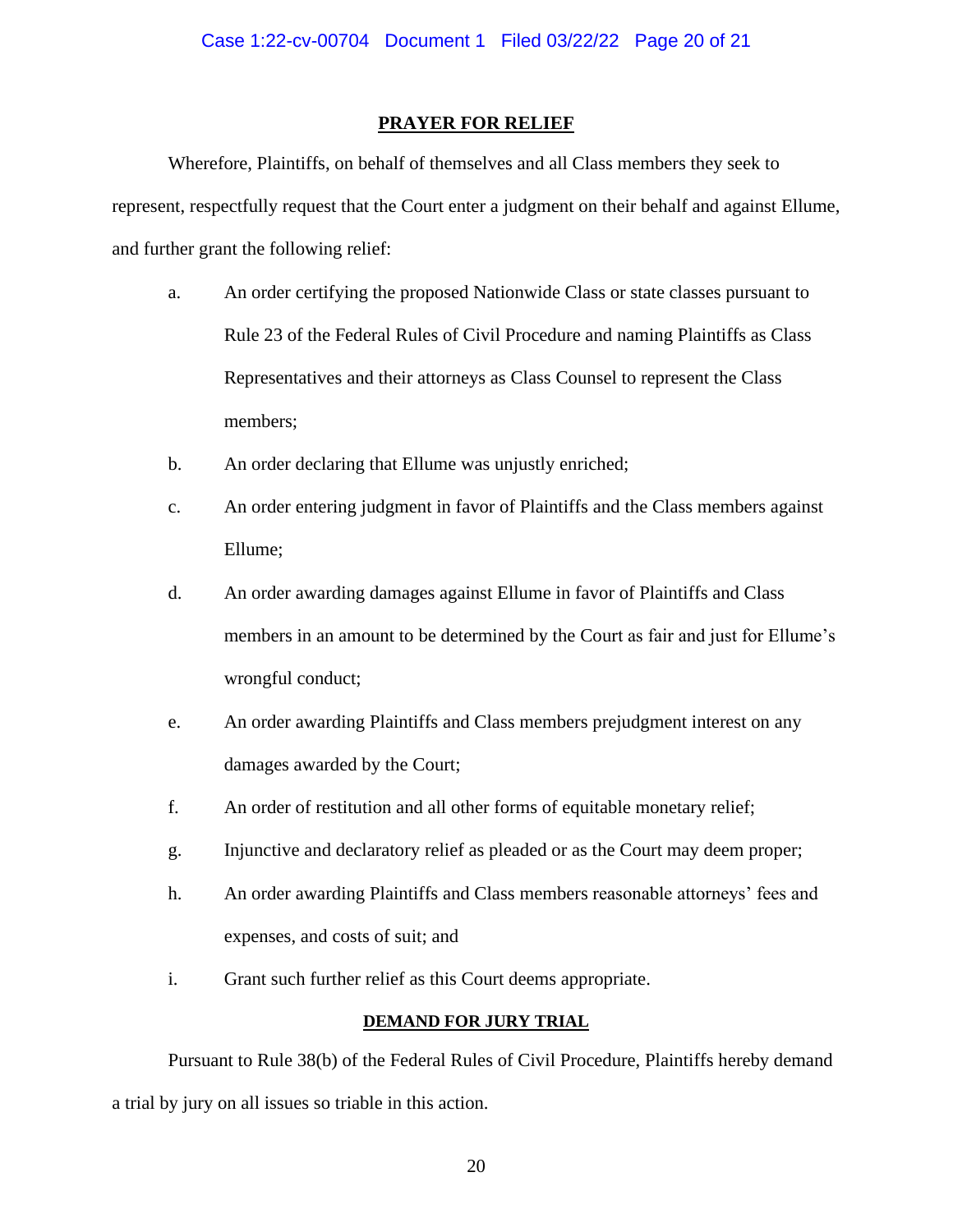## PRAYER FOR RELIEF

Wherefore, Plaintiffs, on behalf of themselves and all Class members they seek to represent, respectfully request that the Court enter a judgment on their behalf and against Ellume, and further grant the following relief:

a. An order certifying the proposed Nationwide Class or state classes pursuant to Rule 23 of the Federal Rules of Civil Procedure and naming Plaintiffs as Class Representatives and their attorneys as Class Counsel to represent the Class members;

b. An order declaring that Ellume was unjustly enriched;

c. An order entering judgment in favor of Plaintiffs and the Class members against Ellume;

d. An order awarding damages against Ellume in favor of Plaintiffs and Class members in an amount to be determined by the Court as fair and just for Ellume's wrongful conduct;

e. An order awarding Plaintiffs and Class members prejudgment interest on any damages awarded by the Court;

f. An order of restitution and all other forms of equitable monetary relief;

g. Injunctive and declaratory relief as pleaded or as the Court may deem proper;

h. An order awarding Plaintiffs and Class members reasonable attorneys' fees and expenses, and costs of suit; and

i. Grant such further relief as this Court deems appropriate.

## DEMAND FOR JURY TRIAL

Pursuant to Rule 38(b) of the Federal Rules of Civil Procedure, Plaintiffs hereby demand a trial by jury on all issues so triable in this action.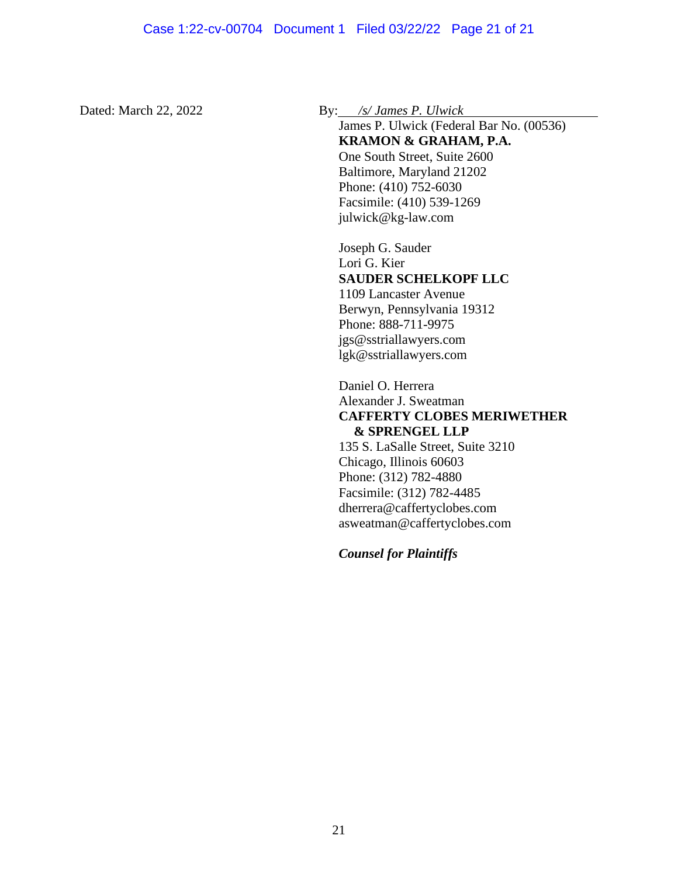Dated: March 22, 2022

By: */s/ James P. Ulwick*

James P. Ulwick (Federal Bar No. (00536)
**KRAMON & GRAHAM, P.A.**
One South Street, Suite 2600
Baltimore, Maryland 21202
Phone: (410) 752-6030
Facsimile: (410) 539-1269
julwick@kg-law.com

Joseph G. Sauder
Lori G. Kier
**SAUDER SCHELKOPF LLC**
1109 Lancaster Avenue
Berwyn, Pennsylvania 19312
Phone: 888-711-9975
jgs@sstriallawyers.com
lgk@sstriallawyers.com

Daniel O. Herrera
Alexander J. Sweatman
**CAFFERTY CLOBES MERIWETHER & SPRENGEL LLP**
135 S. LaSalle Street, Suite 3210
Chicago, Illinois 60603
Phone: (312) 782-4880
Facsimile: (312) 782-4485
dherrera@caffertyclobes.com
asweatman@caffertyclobes.com

***Counsel for Plaintiffs***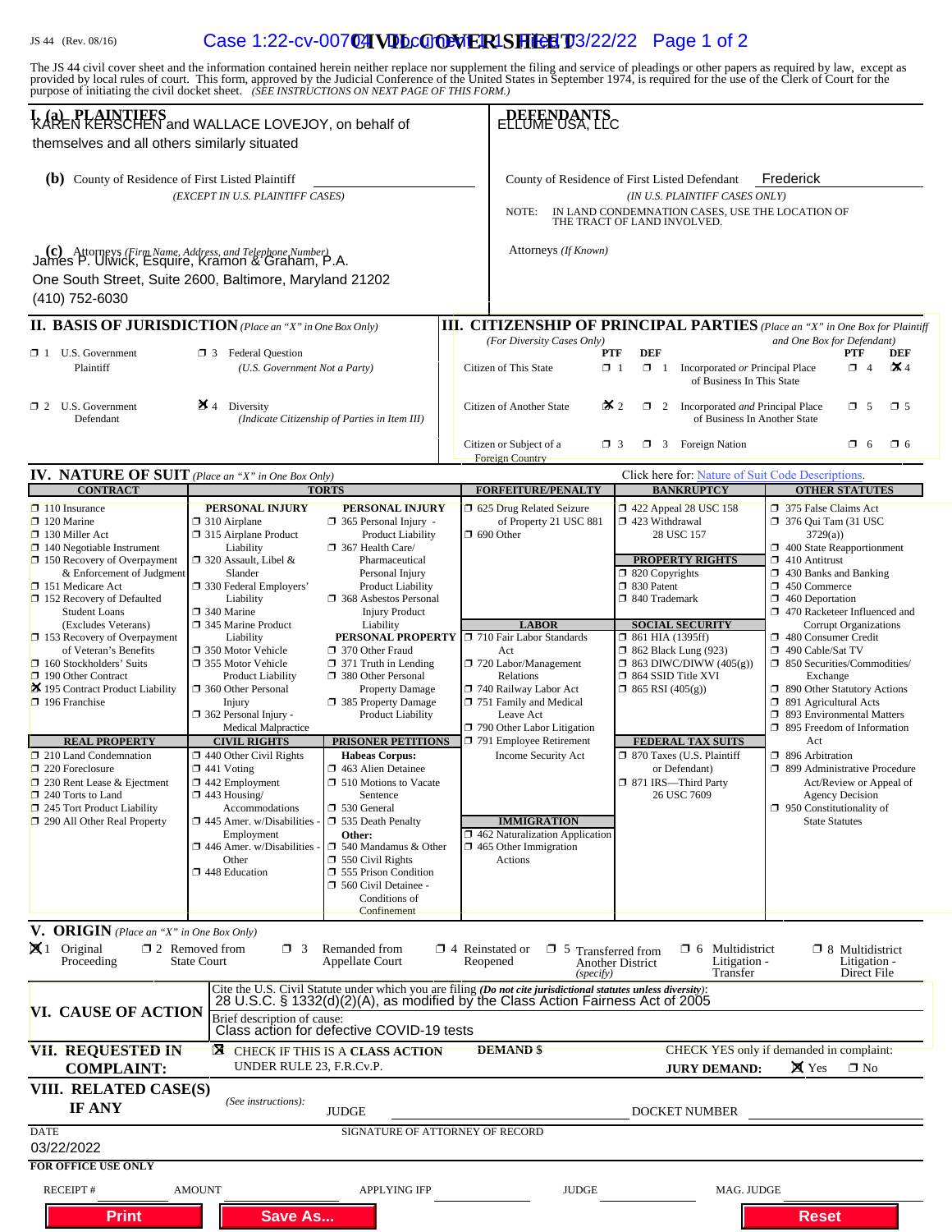JS 44 (Rev. 08/16)

# CIVIL COVER SHEET

The JS 44 civil cover sheet and the information contained herein neither replace nor supplement the filing and service of pleadings or other papers as required by law, except as provided by local rules of court. This form, approved by the Judicial Conference of the United States in September 1974, is required for the use of the Clerk of Court for the purpose of initiating the civil docket sheet. *(SEE INSTRUCTIONS ON NEXT PAGE OF THIS FORM.)*

## I. (a) PLAINTIFFS

KAREN KERSCHEN and WALLACE LOVEJOY, on behalf of themselves and all others similarly situated

**(b)** County of Residence of First Listed Plaintiff
*(EXCEPT IN U.S. PLAINTIFF CASES)*

**(c)** Attorneys *(Firm Name, Address, and Telephone Number)*
James P. Ulwick, Esquire, Kramon & Graham, P.A.
One South Street, Suite 2600, Baltimore, Maryland 21202
(410) 752-6030

## DEFENDANTS

ELLUME USA, LLC

County of Residence of First Listed Defendant: Frederick
*(IN U.S. PLAINTIFF CASES ONLY)*

NOTE: IN LAND CONDEMNATION CASES, USE THE LOCATION OF THE TRACT OF LAND INVOLVED.

Attorneys *(If Known)*

## II. BASIS OF JURISDICTION *(Place an "X" in One Box Only)*

- ☐ 1 U.S. Government Plaintiff
- ☐ 3 Federal Question *(U.S. Government Not a Party)*
- ☐ 2 U.S. Government Defendant
- ☒ 4 Diversity *(Indicate Citizenship of Parties in Item III)*

## III. CITIZENSHIP OF PRINCIPAL PARTIES *(Place an "X" in One Box for Plaintiff and One Box for Defendant)* *(For Diversity Cases Only)*

| | PTF | DEF | | PTF | DEF |
|---|---|---|---|---|---|
| Citizen of This State | ☐ 1 | ☐ 1 | Incorporated *or* Principal Place of Business In This State | ☐ 4 | ☒ 4 |
| Citizen of Another State | ☒ 2 | ☐ 2 | Incorporated *and* Principal Place of Business In Another State | ☐ 5 | ☐ 5 |
| Citizen or Subject of a Foreign Country | ☐ 3 | ☐ 3 | Foreign Nation | ☐ 6 | ☐ 6 |

## IV. NATURE OF SUIT *(Place an "X" in One Box Only)*

Click here for: Nature of Suit Code Descriptions.

**CONTRACT**
- ☐ 110 Insurance
- ☐ 120 Marine
- ☐ 130 Miller Act
- ☐ 140 Negotiable Instrument
- ☐ 150 Recovery of Overpayment & Enforcement of Judgment
- ☐ 151 Medicare Act
- ☐ 152 Recovery of Defaulted Student Loans (Excludes Veterans)
- ☐ 153 Recovery of Overpayment of Veteran's Benefits
- ☐ 160 Stockholders' Suits
- ☐ 190 Other Contract
- ☒ 195 Contract Product Liability
- ☐ 196 Franchise

**REAL PROPERTY**
- ☐ 210 Land Condemnation
- ☐ 220 Foreclosure
- ☐ 230 Rent Lease & Ejectment
- ☐ 240 Torts to Land
- ☐ 245 Tort Product Liability
- ☐ 290 All Other Real Property

**TORTS — PERSONAL INJURY**
- ☐ 310 Airplane
- ☐ 315 Airplane Product Liability
- ☐ 320 Assault, Libel & Slander
- ☐ 330 Federal Employers' Liability
- ☐ 340 Marine
- ☐ 345 Marine Product Liability
- ☐ 350 Motor Vehicle
- ☐ 355 Motor Vehicle Product Liability
- ☐ 360 Other Personal Injury
- ☐ 362 Personal Injury - Medical Malpractice

**TORTS — PERSONAL INJURY**
- ☐ 365 Personal Injury - Product Liability
- ☐ 367 Health Care/ Pharmaceutical Personal Injury Product Liability
- ☐ 368 Asbestos Personal Injury Product Liability

**PERSONAL PROPERTY**
- ☐ 370 Other Fraud
- ☐ 371 Truth in Lending
- ☐ 380 Other Personal Property Damage
- ☐ 385 Property Damage Product Liability

**CIVIL RIGHTS**
- ☐ 440 Other Civil Rights
- ☐ 441 Voting
- ☐ 442 Employment
- ☐ 443 Housing/ Accommodations
- ☐ 445 Amer. w/Disabilities - Employment
- ☐ 446 Amer. w/Disabilities - Other
- ☐ 448 Education

**PRISONER PETITIONS**

Habeas Corpus:
- ☐ 463 Alien Detainee
- ☐ 510 Motions to Vacate Sentence
- ☐ 530 General
- ☐ 535 Death Penalty

Other:
- ☐ 540 Mandamus & Other
- ☐ 550 Civil Rights
- ☐ 555 Prison Condition
- ☐ 560 Civil Detainee - Conditions of Confinement

**FORFEITURE/PENALTY**
- ☐ 625 Drug Related Seizure of Property 21 USC 881
- ☐ 690 Other

**LABOR**
- ☐ 710 Fair Labor Standards Act
- ☐ 720 Labor/Management Relations
- ☐ 740 Railway Labor Act
- ☐ 751 Family and Medical Leave Act
- ☐ 790 Other Labor Litigation
- ☐ 791 Employee Retirement Income Security Act

**IMMIGRATION**
- ☐ 462 Naturalization Application
- ☐ 465 Other Immigration Actions

**BANKRUPTCY**
- ☐ 422 Appeal 28 USC 158
- ☐ 423 Withdrawal 28 USC 157

**PROPERTY RIGHTS**
- ☐ 820 Copyrights
- ☐ 830 Patent
- ☐ 840 Trademark

**SOCIAL SECURITY**
- ☐ 861 HIA (1395ff)
- ☐ 862 Black Lung (923)
- ☐ 863 DIWC/DIWW (405(g))
- ☐ 864 SSID Title XVI
- ☐ 865 RSI (405(g))

**FEDERAL TAX SUITS**
- ☐ 870 Taxes (U.S. Plaintiff or Defendant)
- ☐ 871 IRS—Third Party 26 USC 7609

**OTHER STATUTES**
- ☐ 375 False Claims Act
- ☐ 376 Qui Tam (31 USC 3729(a))
- ☐ 400 State Reapportionment
- ☐ 410 Antitrust
- ☐ 430 Banks and Banking
- ☐ 450 Commerce
- ☐ 460 Deportation
- ☐ 470 Racketeer Influenced and Corrupt Organizations
- ☐ 480 Consumer Credit
- ☐ 490 Cable/Sat TV
- ☐ 850 Securities/Commodities/ Exchange
- ☐ 890 Other Statutory Actions
- ☐ 891 Agricultural Acts
- ☐ 893 Environmental Matters
- ☐ 895 Freedom of Information Act
- ☐ 896 Arbitration
- ☐ 899 Administrative Procedure Act/Review or Appeal of Agency Decision
- ☐ 950 Constitutionality of State Statutes

## V. ORIGIN *(Place an "X" in One Box Only)*

- ☒ 1 Original Proceeding
- ☐ 2 Removed from State Court
- ☐ 3 Remanded from Appellate Court
- ☐ 4 Reinstated or Reopened
- ☐ 5 Transferred from Another District *(specify)*
- ☐ 6 Multidistrict Litigation - Transfer
- ☐ 8 Multidistrict Litigation - Direct File

## VI. CAUSE OF ACTION

Cite the U.S. Civil Statute under which you are filing *(Do not cite jurisdictional statutes unless diversity)*:
28 U.S.C. § 1332(d)(2)(A), as modified by the Class Action Fairness Act of 2005

Brief description of cause:
Class action for defective COVID-19 tests

## VII. REQUESTED IN COMPLAINT:

☒ CHECK IF THIS IS A CLASS ACTION UNDER RULE 23, F.R.Cv.P.

DEMAND $

CHECK YES only if demanded in complaint:
JURY DEMAND: ☒ Yes ☐ No

## VIII. RELATED CASE(S) IF ANY

*(See instructions)*: JUDGE DOCKET NUMBER

DATE: 03/22/2022

SIGNATURE OF ATTORNEY OF RECORD

**FOR OFFICE USE ONLY**

RECEIPT # AMOUNT APPLYING IFP JUDGE MAG. JUDGE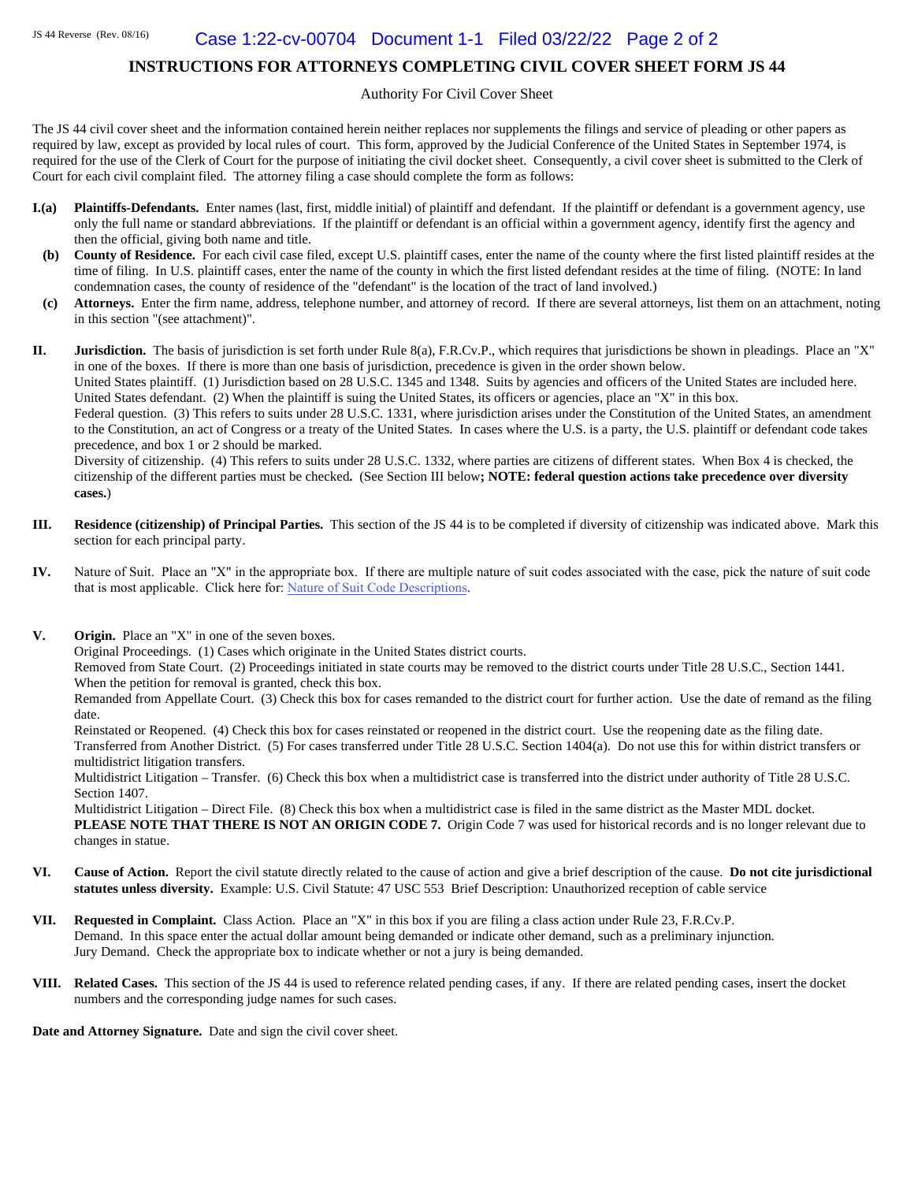# INSTRUCTIONS FOR ATTORNEYS COMPLETING CIVIL COVER SHEET FORM JS 44

Authority For Civil Cover Sheet

The JS 44 civil cover sheet and the information contained herein neither replaces nor supplements the filings and service of pleading or other papers as required by law, except as provided by local rules of court. This form, approved by the Judicial Conference of the United States in September 1974, is required for the use of the Clerk of Court for the purpose of initiating the civil docket sheet. Consequently, a civil cover sheet is submitted to the Clerk of Court for each civil complaint filed. The attorney filing a case should complete the form as follows:

**I.(a)** **Plaintiffs-Defendants.** Enter names (last, first, middle initial) of plaintiff and defendant. If the plaintiff or defendant is a government agency, use only the full name or standard abbreviations. If the plaintiff or defendant is an official within a government agency, identify first the agency and then the official, giving both name and title.

**(b)** **County of Residence.** For each civil case filed, except U.S. plaintiff cases, enter the name of the county where the first listed plaintiff resides at the time of filing. In U.S. plaintiff cases, enter the name of the county in which the first listed defendant resides at the time of filing. (NOTE: In land condemnation cases, the county of residence of the "defendant" is the location of the tract of land involved.)

**(c)** **Attorneys.** Enter the firm name, address, telephone number, and attorney of record. If there are several attorneys, list them on an attachment, noting in this section "(see attachment)".

**II.** **Jurisdiction.** The basis of jurisdiction is set forth under Rule 8(a), F.R.Cv.P., which requires that jurisdictions be shown in pleadings. Place an "X" in one of the boxes. If there is more than one basis of jurisdiction, precedence is given in the order shown below.
United States plaintiff. (1) Jurisdiction based on 28 U.S.C. 1345 and 1348. Suits by agencies and officers of the United States are included here.
United States defendant. (2) When the plaintiff is suing the United States, its officers or agencies, place an "X" in this box.
Federal question. (3) This refers to suits under 28 U.S.C. 1331, where jurisdiction arises under the Constitution of the United States, an amendment to the Constitution, an act of Congress or a treaty of the United States. In cases where the U.S. is a party, the U.S. plaintiff or defendant code takes precedence, and box 1 or 2 should be marked.
Diversity of citizenship. (4) This refers to suits under 28 U.S.C. 1332, where parties are citizens of different states. When Box 4 is checked, the citizenship of the different parties must be checked**.** (See Section III below**; NOTE: federal question actions take precedence over diversity cases.**)

**III.** **Residence (citizenship) of Principal Parties.** This section of the JS 44 is to be completed if diversity of citizenship was indicated above. Mark this section for each principal party.

**IV.** Nature of Suit. Place an "X" in the appropriate box. If there are multiple nature of suit codes associated with the case, pick the nature of suit code that is most applicable. Click here for: Nature of Suit Code Descriptions.

**V.** **Origin.** Place an "X" in one of the seven boxes.
Original Proceedings. (1) Cases which originate in the United States district courts.
Removed from State Court. (2) Proceedings initiated in state courts may be removed to the district courts under Title 28 U.S.C., Section 1441. When the petition for removal is granted, check this box.
Remanded from Appellate Court. (3) Check this box for cases remanded to the district court for further action. Use the date of remand as the filing date.
Reinstated or Reopened. (4) Check this box for cases reinstated or reopened in the district court. Use the reopening date as the filing date.
Transferred from Another District. (5) For cases transferred under Title 28 U.S.C. Section 1404(a). Do not use this for within district transfers or multidistrict litigation transfers.
Multidistrict Litigation – Transfer. (6) Check this box when a multidistrict case is transferred into the district under authority of Title 28 U.S.C. Section 1407.
Multidistrict Litigation – Direct File. (8) Check this box when a multidistrict case is filed in the same district as the Master MDL docket.
**PLEASE NOTE THAT THERE IS NOT AN ORIGIN CODE 7.** Origin Code 7 was used for historical records and is no longer relevant due to changes in statue.

**VI.** **Cause of Action.** Report the civil statute directly related to the cause of action and give a brief description of the cause. **Do not cite jurisdictional statutes unless diversity.** Example: U.S. Civil Statute: 47 USC 553 Brief Description: Unauthorized reception of cable service

**VII.** **Requested in Complaint.** Class Action. Place an "X" in this box if you are filing a class action under Rule 23, F.R.Cv.P.
Demand. In this space enter the actual dollar amount being demanded or indicate other demand, such as a preliminary injunction.
Jury Demand. Check the appropriate box to indicate whether or not a jury is being demanded.

**VIII.** **Related Cases.** This section of the JS 44 is used to reference related pending cases, if any. If there are related pending cases, insert the docket numbers and the corresponding judge names for such cases.

**Date and Attorney Signature.** Date and sign the civil cover sheet.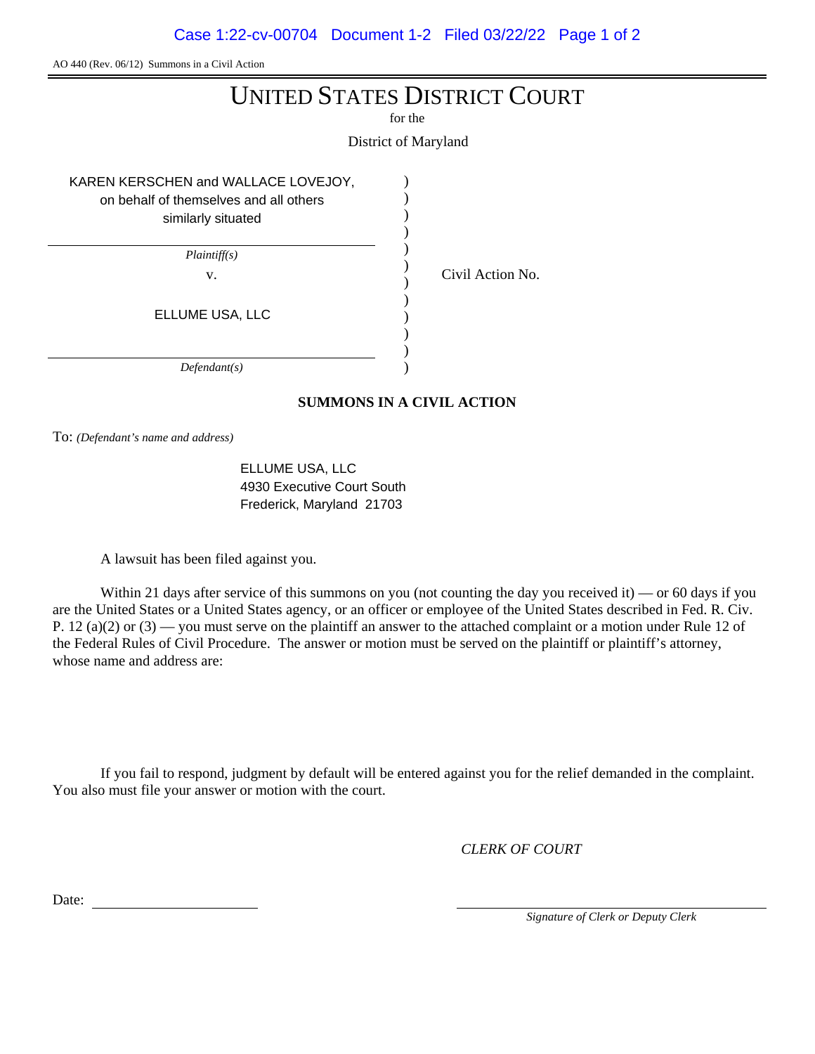AO 440 (Rev. 06/12) Summons in a Civil Action

# UNITED STATES DISTRICT COURT

for the

District of Maryland

KAREN KERSCHEN and WALLACE LOVEJOY, on behalf of themselves and all others similarly situated

*Plaintiff(s)*

v.

ELLUME USA, LLC

*Defendant(s)*

Civil Action No.

## SUMMONS IN A CIVIL ACTION

To: *(Defendant's name and address)*

ELLUME USA, LLC
4930 Executive Court South
Frederick, Maryland 21703

A lawsuit has been filed against you.

Within 21 days after service of this summons on you (not counting the day you received it) — or 60 days if you are the United States or a United States agency, or an officer or employee of the United States described in Fed. R. Civ. P. 12 (a)(2) or (3) — you must serve on the plaintiff an answer to the attached complaint or a motion under Rule 12 of the Federal Rules of Civil Procedure. The answer or motion must be served on the plaintiff or plaintiff's attorney, whose name and address are:

If you fail to respond, judgment by default will be entered against you for the relief demanded in the complaint. You also must file your answer or motion with the court.

*CLERK OF COURT*

Date: \_\_\_\_\_\_\_\_\_\_\_\_\_\_\_\_\_\_\_\_

\_\_\_\_\_\_\_\_\_\_\_\_\_\_\_\_\_\_\_\_\_\_\_\_\_\_\_\_\_\_
*Signature of Clerk or Deputy Clerk*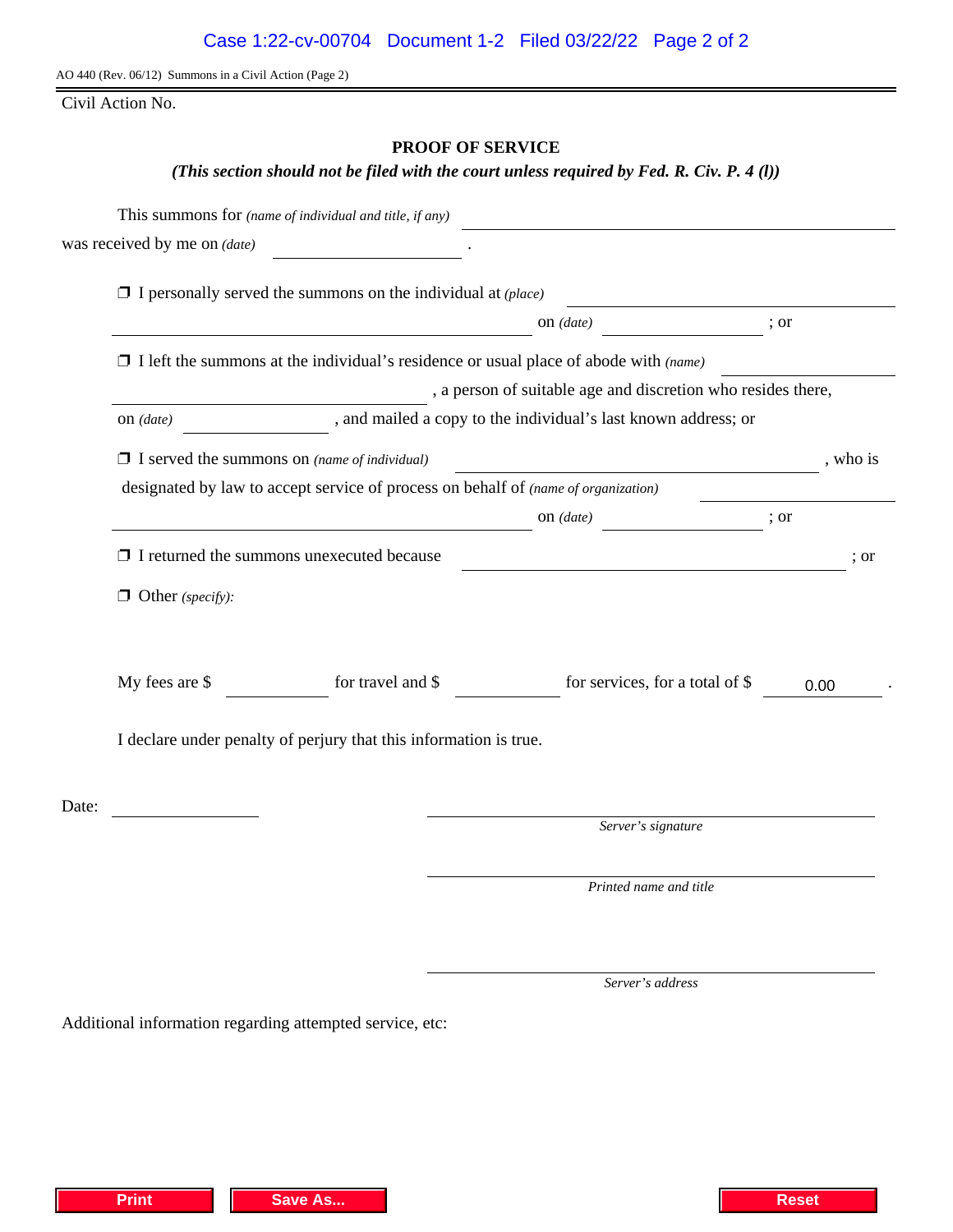AO 440 (Rev. 06/12) Summons in a Civil Action (Page 2)

Civil Action No.

## PROOF OF SERVICE

***(This section should not be filed with the court unless required by Fed. R. Civ. P. 4 (l))***

This summons for *(name of individual and title, if any)* ______________________________

was received by me on *(date)* ______________ .

❒ I personally served the summons on the individual at *(place)* ______________________________

______________________________ on *(date)* ______________ ; or

❒ I left the summons at the individual's residence or usual place of abode with *(name)* ______________

______________________________ , a person of suitable age and discretion who resides there,

on *(date)* ______________ , and mailed a copy to the individual's last known address; or

❒ I served the summons on *(name of individual)* ______________________________ , who is

designated by law to accept service of process on behalf of *(name of organization)* ______________

______________________________ on *(date)* ______________ ; or

❒ I returned the summons unexecuted because ______________________________ ; or

❒ Other *(specify)*:

My fees are $ __________ for travel and $ __________ for services, for a total of $ 0.00 .

I declare under penalty of perjury that this information is true.

Date: ______________

______________________________
*Server's signature*

______________________________
*Printed name and title*

______________________________
*Server's address*

Additional information regarding attempted service, etc: